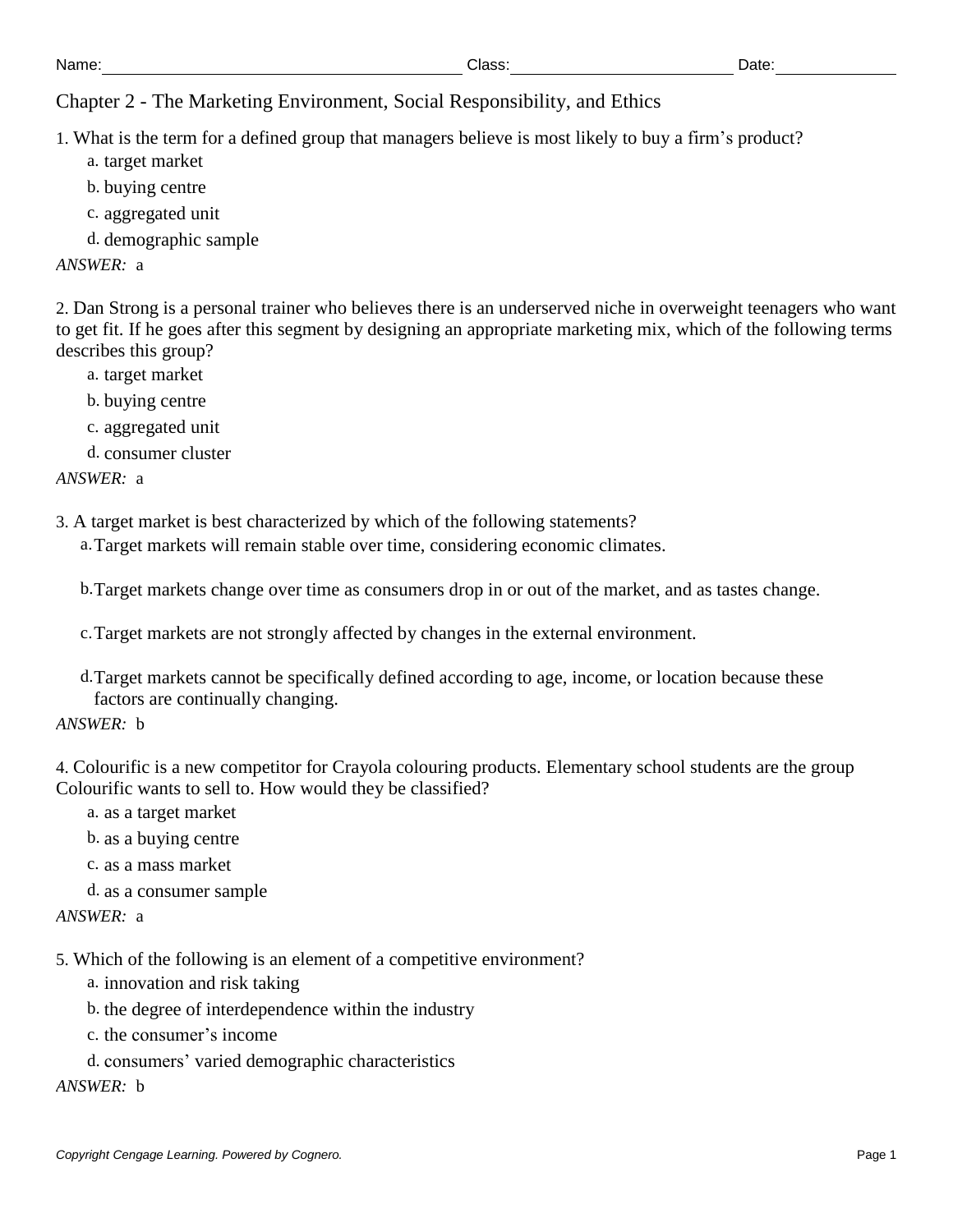Name: \_\_\_\_\_\_\_\_\_\_\_\_\_\_\_\_\_\_\_\_ Class: \_\_\_\_\_\_\_\_\_\_\_\_\_\_\_\_\_\_\_\_ Date: \_\_\_\_\_\_\_\_\_\_

# Chapter 2 - The Marketing Environment, Social Responsibility, and Ethics

1. What is the term for a defined group that managers believe is most likely to buy a firm's product?

   a. target market

   b. buying centre

   c. aggregated unit

   d. demographic sample

*ANSWER:* a

2. Dan Strong is a personal trainer who believes there is an underserved niche in overweight teenagers who want to get fit. If he goes after this segment by designing an appropriate marketing mix, which of the following terms describes this group?

   a. target market

   b. buying centre

   c. aggregated unit

   d. consumer cluster

*ANSWER:* a

3. A target market is best characterized by which of the following statements?

   a. Target markets will remain stable over time, considering economic climates.

   b. Target markets change over time as consumers drop in or out of the market, and as tastes change.

   c. Target markets are not strongly affected by changes in the external environment.

   d. Target markets cannot be specifically defined according to age, income, or location because these factors are continually changing.

*ANSWER:* b

4. Colourific is a new competitor for Crayola colouring products. Elementary school students are the group Colourific wants to sell to. How would they be classified?

   a. as a target market

   b. as a buying centre

   c. as a mass market

   d. as a consumer sample

*ANSWER:* a

5. Which of the following is an element of a competitive environment?

   a. innovation and risk taking

   b. the degree of interdependence within the industry

   c. the consumer's income

   d. consumers' varied demographic characteristics

*ANSWER:* b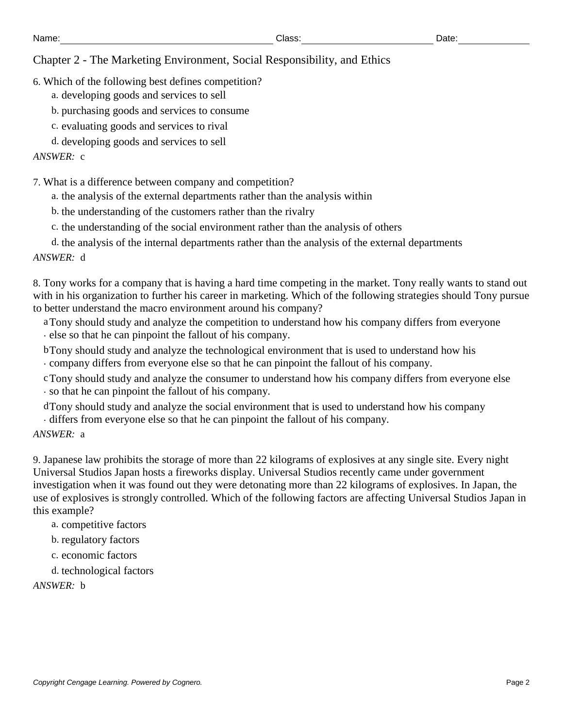Chapter 2 - The Marketing Environment, Social Responsibility, and Ethics

6. Which of the following best defines competition?

a. developing goods and services to sell

b. purchasing goods and services to consume

c. evaluating goods and services to rival

d. developing goods and services to sell

*ANSWER:* c

7. What is a difference between company and competition?

a. the analysis of the external departments rather than the analysis within

b. the understanding of the customers rather than the rivalry

c. the understanding of the social environment rather than the analysis of others

d. the analysis of the internal departments rather than the analysis of the external departments

*ANSWER:* d

8. Tony works for a company that is having a hard time competing in the market. Tony really wants to stand out with in his organization to further his career in marketing. Which of the following strategies should Tony pursue to better understand the macro environment around his company?

a. Tony should study and analyze the competition to understand how his company differs from everyone else so that he can pinpoint the fallout of his company.

b. Tony should study and analyze the technological environment that is used to understand how his company differs from everyone else so that he can pinpoint the fallout of his company.

c. Tony should study and analyze the consumer to understand how his company differs from everyone else so that he can pinpoint the fallout of his company.

d. Tony should study and analyze the social environment that is used to understand how his company differs from everyone else so that he can pinpoint the fallout of his company.

*ANSWER:* a

9. Japanese law prohibits the storage of more than 22 kilograms of explosives at any single site. Every night Universal Studios Japan hosts a fireworks display. Universal Studios recently came under government investigation when it was found out they were detonating more than 22 kilograms of explosives. In Japan, the use of explosives is strongly controlled. Which of the following factors are affecting Universal Studios Japan in this example?

a. competitive factors

b. regulatory factors

c. economic factors

d. technological factors

*ANSWER:* b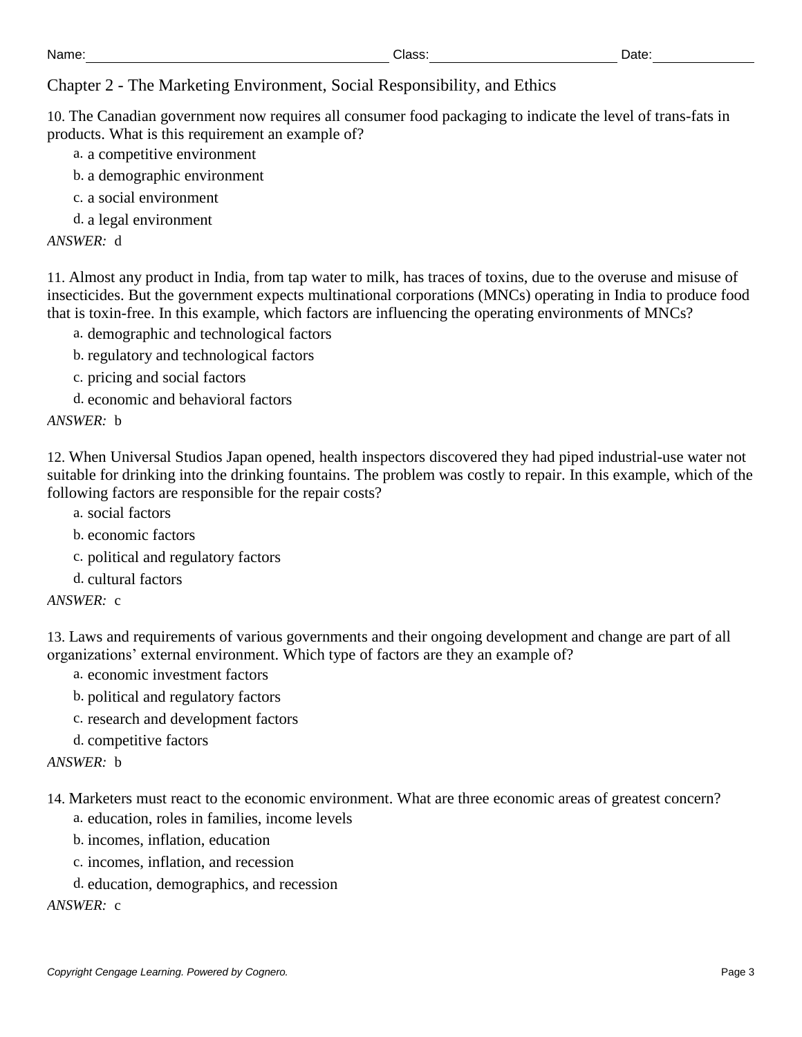Chapter 2 - The Marketing Environment, Social Responsibility, and Ethics

10. The Canadian government now requires all consumer food packaging to indicate the level of trans-fats in products. What is this requirement an example of?

a. a competitive environment

b. a demographic environment

c. a social environment

d. a legal environment

*ANSWER:* d

11. Almost any product in India, from tap water to milk, has traces of toxins, due to the overuse and misuse of insecticides. But the government expects multinational corporations (MNCs) operating in India to produce food that is toxin-free. In this example, which factors are influencing the operating environments of MNCs?

a. demographic and technological factors

b. regulatory and technological factors

c. pricing and social factors

d. economic and behavioral factors

*ANSWER:* b

12. When Universal Studios Japan opened, health inspectors discovered they had piped industrial-use water not suitable for drinking into the drinking fountains. The problem was costly to repair. In this example, which of the following factors are responsible for the repair costs?

a. social factors

b. economic factors

c. political and regulatory factors

d. cultural factors

*ANSWER:* c

13. Laws and requirements of various governments and their ongoing development and change are part of all organizations' external environment. Which type of factors are they an example of?

a. economic investment factors

b. political and regulatory factors

c. research and development factors

d. competitive factors

*ANSWER:* b

14. Marketers must react to the economic environment. What are three economic areas of greatest concern?

a. education, roles in families, income levels

b. incomes, inflation, education

c. incomes, inflation, and recession

d. education, demographics, and recession

*ANSWER:* c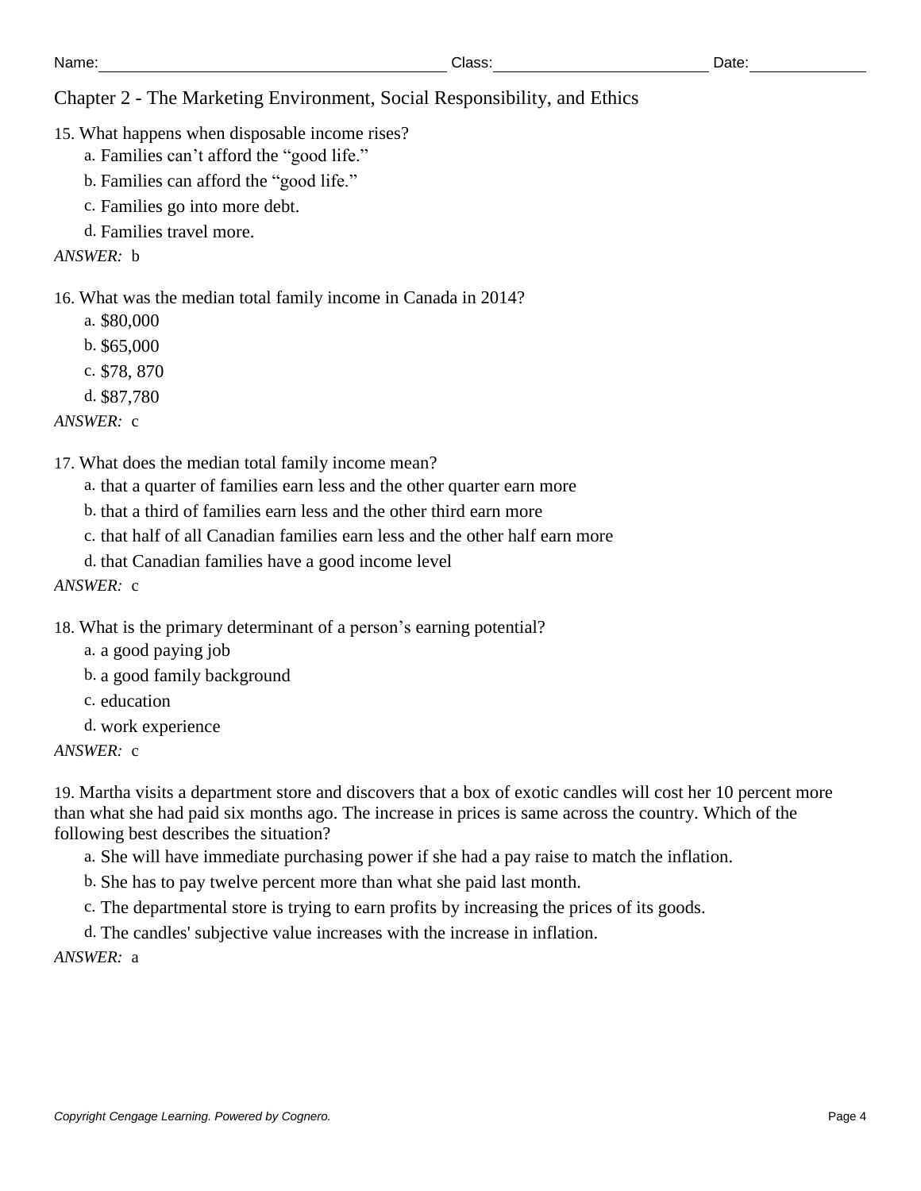Name: Class: Date:

## Chapter 2 - The Marketing Environment, Social Responsibility, and Ethics

15. What happens when disposable income rises?

    a. Families can't afford the "good life."

    b. Families can afford the "good life."

    c. Families go into more debt.

    d. Families travel more.

*ANSWER:* b

16. What was the median total family income in Canada in 2014?

    a. $80,000

    b. $65,000

    c. $78, 870

    d. $87,780

*ANSWER:* c

17. What does the median total family income mean?

    a. that a quarter of families earn less and the other quarter earn more

    b. that a third of families earn less and the other third earn more

    c. that half of all Canadian families earn less and the other half earn more

    d. that Canadian families have a good income level

*ANSWER:* c

18. What is the primary determinant of a person's earning potential?

    a. a good paying job

    b. a good family background

    c. education

    d. work experience

*ANSWER:* c

19. Martha visits a department store and discovers that a box of exotic candles will cost her 10 percent more than what she had paid six months ago. The increase in prices is same across the country. Which of the following best describes the situation?

    a. She will have immediate purchasing power if she had a pay raise to match the inflation.

    b. She has to pay twelve percent more than what she paid last month.

    c. The departmental store is trying to earn profits by increasing the prices of its goods.

    d. The candles' subjective value increases with the increase in inflation.

*ANSWER:* a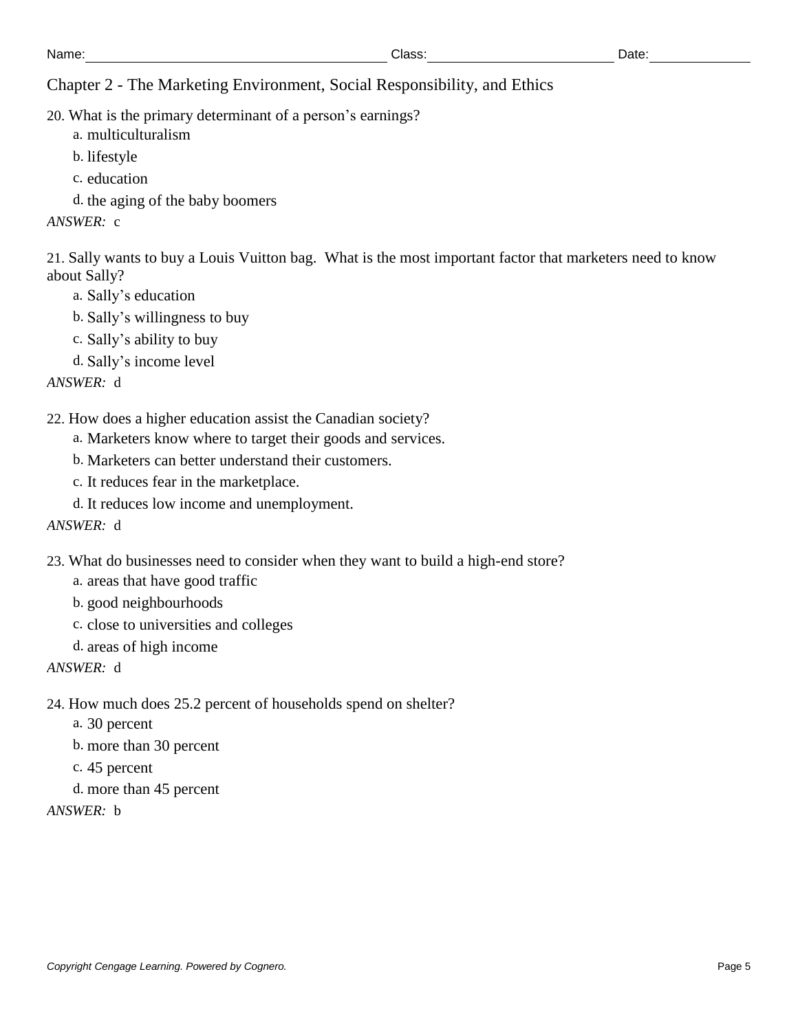Chapter 2 - The Marketing Environment, Social Responsibility, and Ethics

20. What is the primary determinant of a person's earnings?

a. multiculturalism

b. lifestyle

c. education

d. the aging of the baby boomers

*ANSWER:* c

21. Sally wants to buy a Louis Vuitton bag. What is the most important factor that marketers need to know about Sally?

a. Sally's education

b. Sally's willingness to buy

c. Sally's ability to buy

d. Sally's income level

*ANSWER:* d

22. How does a higher education assist the Canadian society?

a. Marketers know where to target their goods and services.

b. Marketers can better understand their customers.

c. It reduces fear in the marketplace.

d. It reduces low income and unemployment.

*ANSWER:* d

23. What do businesses need to consider when they want to build a high-end store?

a. areas that have good traffic

b. good neighbourhoods

c. close to universities and colleges

d. areas of high income

*ANSWER:* d

24. How much does 25.2 percent of households spend on shelter?

a. 30 percent

b. more than 30 percent

c. 45 percent

d. more than 45 percent

*ANSWER:* b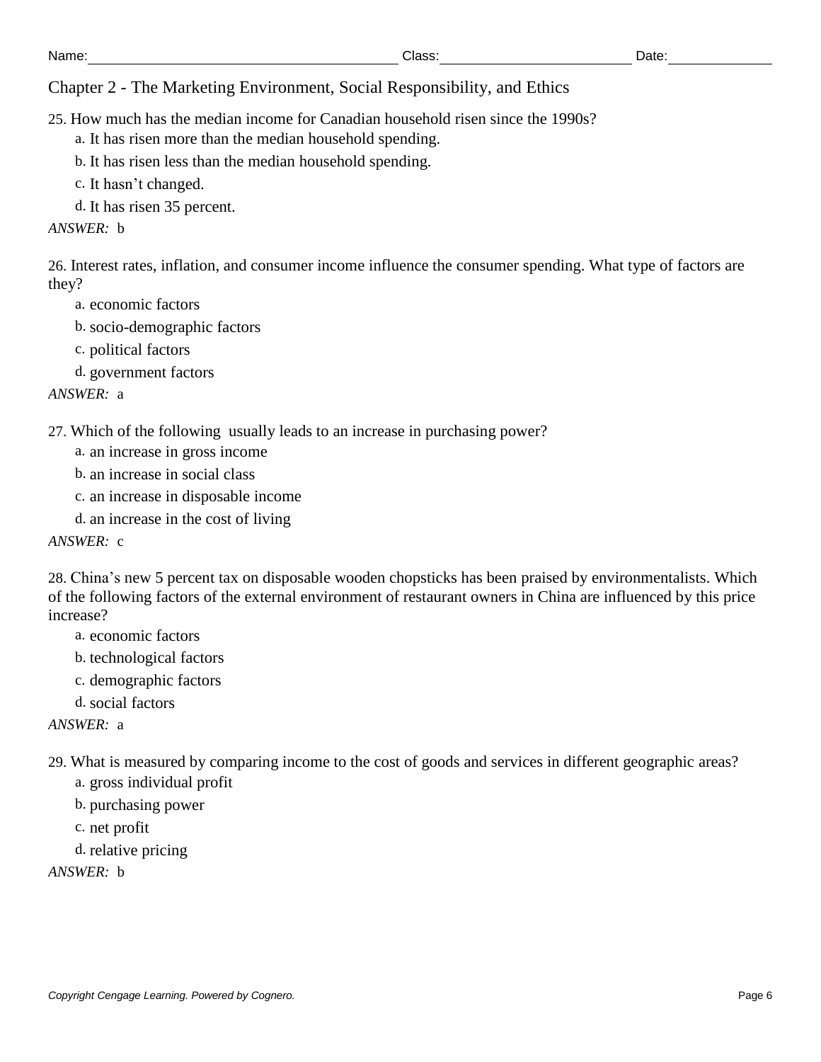Chapter 2 - The Marketing Environment, Social Responsibility, and Ethics

25. How much has the median income for Canadian household risen since the 1990s?

a. It has risen more than the median household spending.

b. It has risen less than the median household spending.

c. It hasn't changed.

d. It has risen 35 percent.

*ANSWER:* b

26. Interest rates, inflation, and consumer income influence the consumer spending. What type of factors are they?

a. economic factors

b. socio-demographic factors

c. political factors

d. government factors

*ANSWER:* a

27. Which of the following usually leads to an increase in purchasing power?

a. an increase in gross income

b. an increase in social class

c. an increase in disposable income

d. an increase in the cost of living

*ANSWER:* c

28. China's new 5 percent tax on disposable wooden chopsticks has been praised by environmentalists. Which of the following factors of the external environment of restaurant owners in China are influenced by this price increase?

a. economic factors

b. technological factors

c. demographic factors

d. social factors

*ANSWER:* a

29. What is measured by comparing income to the cost of goods and services in different geographic areas?

a. gross individual profit

b. purchasing power

c. net profit

d. relative pricing

*ANSWER:* b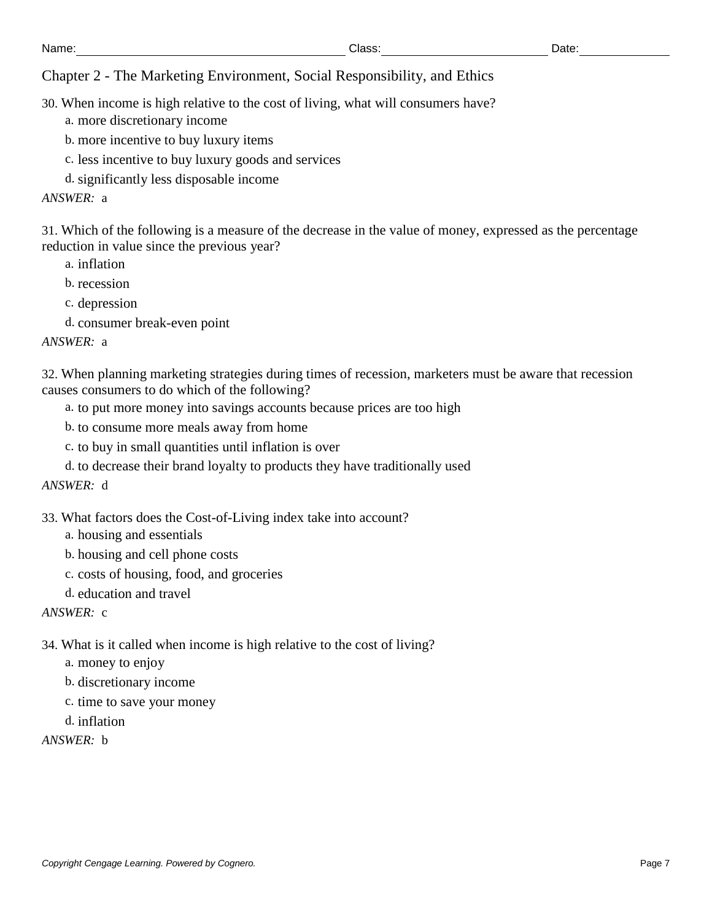Chapter 2 - The Marketing Environment, Social Responsibility, and Ethics

30. When income is high relative to the cost of living, what will consumers have?

a. more discretionary income

b. more incentive to buy luxury items

c. less incentive to buy luxury goods and services

d. significantly less disposable income

*ANSWER:* a

31. Which of the following is a measure of the decrease in the value of money, expressed as the percentage reduction in value since the previous year?

a. inflation

b. recession

c. depression

d. consumer break-even point

*ANSWER:* a

32. When planning marketing strategies during times of recession, marketers must be aware that recession causes consumers to do which of the following?

a. to put more money into savings accounts because prices are too high

b. to consume more meals away from home

c. to buy in small quantities until inflation is over

d. to decrease their brand loyalty to products they have traditionally used

*ANSWER:* d

33. What factors does the Cost-of-Living index take into account?

a. housing and essentials

b. housing and cell phone costs

c. costs of housing, food, and groceries

d. education and travel

*ANSWER:* c

34. What is it called when income is high relative to the cost of living?

a. money to enjoy

b. discretionary income

c. time to save your money

d. inflation

*ANSWER:* b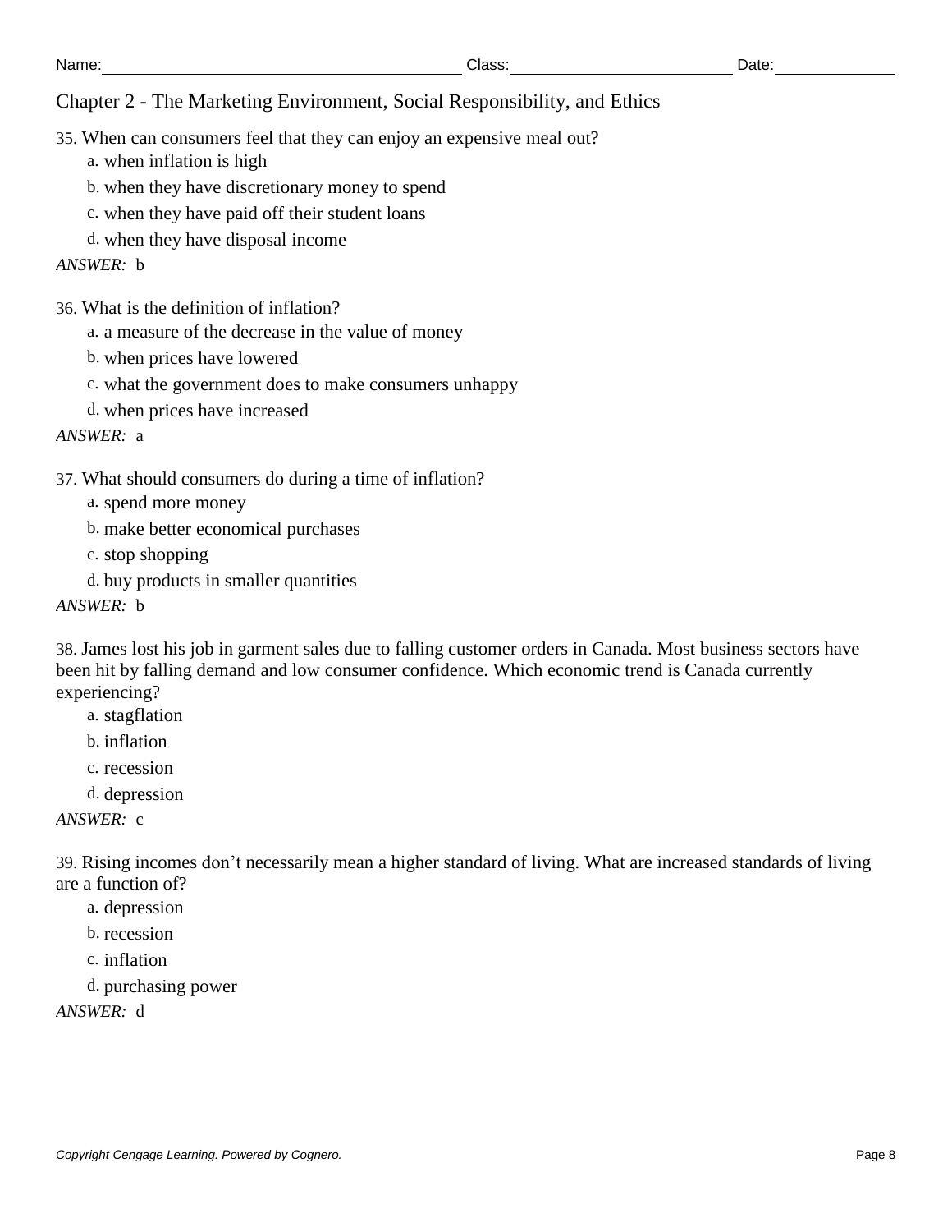Chapter 2 - The Marketing Environment, Social Responsibility, and Ethics

35. When can consumers feel that they can enjoy an expensive meal out?

a. when inflation is high

b. when they have discretionary money to spend

c. when they have paid off their student loans

d. when they have disposal income

*ANSWER:* b

36. What is the definition of inflation?

a. a measure of the decrease in the value of money

b. when prices have lowered

c. what the government does to make consumers unhappy

d. when prices have increased

*ANSWER:* a

37. What should consumers do during a time of inflation?

a. spend more money

b. make better economical purchases

c. stop shopping

d. buy products in smaller quantities

*ANSWER:* b

38. James lost his job in garment sales due to falling customer orders in Canada. Most business sectors have been hit by falling demand and low consumer confidence. Which economic trend is Canada currently experiencing?

a. stagflation

b. inflation

c. recession

d. depression

*ANSWER:* c

39. Rising incomes don't necessarily mean a higher standard of living. What are increased standards of living are a function of?

a. depression

b. recession

c. inflation

d. purchasing power

*ANSWER:* d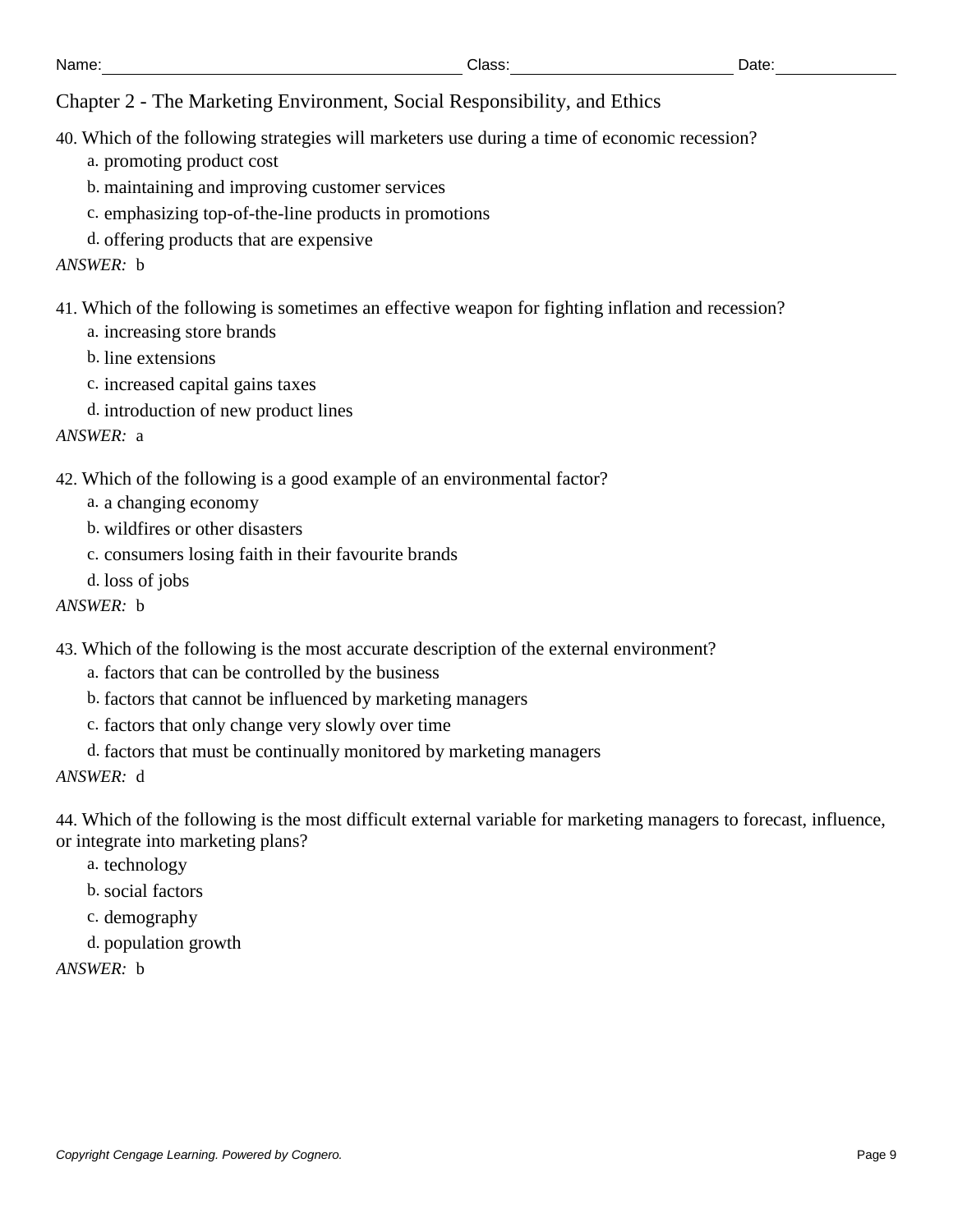Chapter 2 - The Marketing Environment, Social Responsibility, and Ethics

40. Which of the following strategies will marketers use during a time of economic recession?

a. promoting product cost

b. maintaining and improving customer services

c. emphasizing top-of-the-line products in promotions

d. offering products that are expensive

*ANSWER:* b

41. Which of the following is sometimes an effective weapon for fighting inflation and recession?

a. increasing store brands

b. line extensions

c. increased capital gains taxes

d. introduction of new product lines

*ANSWER:* a

42. Which of the following is a good example of an environmental factor?

a. a changing economy

b. wildfires or other disasters

c. consumers losing faith in their favourite brands

d. loss of jobs

*ANSWER:* b

43. Which of the following is the most accurate description of the external environment?

a. factors that can be controlled by the business

b. factors that cannot be influenced by marketing managers

c. factors that only change very slowly over time

d. factors that must be continually monitored by marketing managers

*ANSWER:* d

44. Which of the following is the most difficult external variable for marketing managers to forecast, influence, or integrate into marketing plans?

a. technology

b. social factors

c. demography

d. population growth

*ANSWER:* b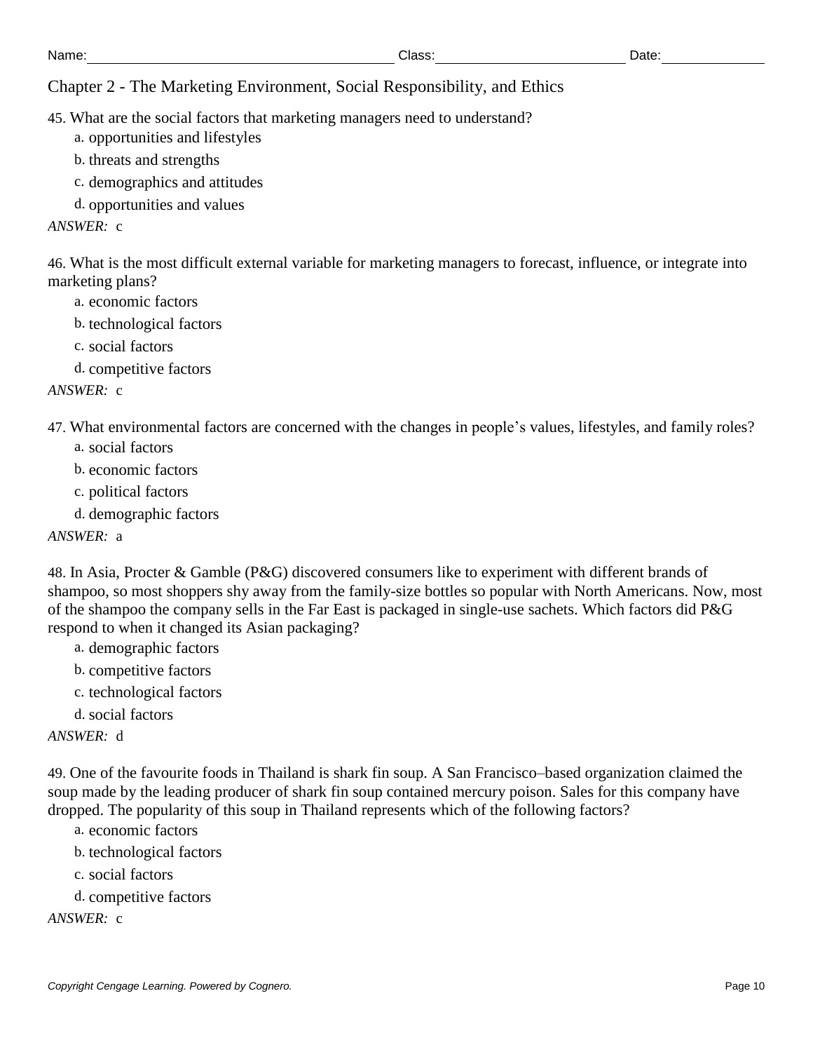Name: Class: Date:

## Chapter 2 - The Marketing Environment, Social Responsibility, and Ethics

45. What are the social factors that marketing managers need to understand?

a. opportunities and lifestyles

b. threats and strengths

c. demographics and attitudes

d. opportunities and values

*ANSWER:* c

46. What is the most difficult external variable for marketing managers to forecast, influence, or integrate into marketing plans?

a. economic factors

b. technological factors

c. social factors

d. competitive factors

*ANSWER:* c

47. What environmental factors are concerned with the changes in people's values, lifestyles, and family roles?

a. social factors

b. economic factors

c. political factors

d. demographic factors

*ANSWER:* a

48. In Asia, Procter & Gamble (P&G) discovered consumers like to experiment with different brands of shampoo, so most shoppers shy away from the family-size bottles so popular with North Americans. Now, most of the shampoo the company sells in the Far East is packaged in single-use sachets. Which factors did P&G respond to when it changed its Asian packaging?

a. demographic factors

b. competitive factors

c. technological factors

d. social factors

*ANSWER:* d

49. One of the favourite foods in Thailand is shark fin soup. A San Francisco–based organization claimed the soup made by the leading producer of shark fin soup contained mercury poison. Sales for this company have dropped. The popularity of this soup in Thailand represents which of the following factors?

a. economic factors

b. technological factors

c. social factors

d. competitive factors

*ANSWER:* c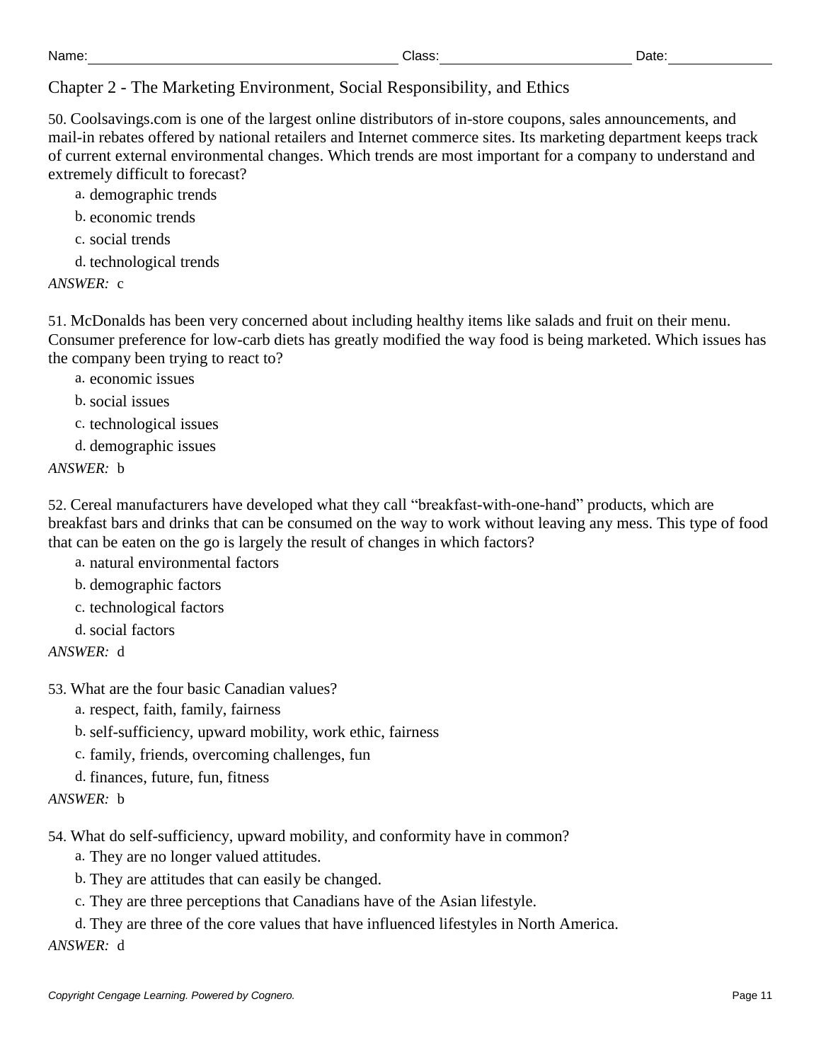Chapter 2 - The Marketing Environment, Social Responsibility, and Ethics

50. Coolsavings.com is one of the largest online distributors of in-store coupons, sales announcements, and mail-in rebates offered by national retailers and Internet commerce sites. Its marketing department keeps track of current external environmental changes. Which trends are most important for a company to understand and extremely difficult to forecast?

a. demographic trends
b. economic trends
c. social trends
d. technological trends

*ANSWER:* c

51. McDonalds has been very concerned about including healthy items like salads and fruit on their menu. Consumer preference for low-carb diets has greatly modified the way food is being marketed. Which issues has the company been trying to react to?

a. economic issues
b. social issues
c. technological issues
d. demographic issues

*ANSWER:* b

52. Cereal manufacturers have developed what they call “breakfast-with-one-hand” products, which are breakfast bars and drinks that can be consumed on the way to work without leaving any mess. This type of food that can be eaten on the go is largely the result of changes in which factors?

a. natural environmental factors
b. demographic factors
c. technological factors
d. social factors

*ANSWER:* d

53. What are the four basic Canadian values?

a. respect, faith, family, fairness
b. self-sufficiency, upward mobility, work ethic, fairness
c. family, friends, overcoming challenges, fun
d. finances, future, fun, fitness

*ANSWER:* b

54. What do self-sufficiency, upward mobility, and conformity have in common?

a. They are no longer valued attitudes.
b. They are attitudes that can easily be changed.
c. They are three perceptions that Canadians have of the Asian lifestyle.
d. They are three of the core values that have influenced lifestyles in North America.

*ANSWER:* d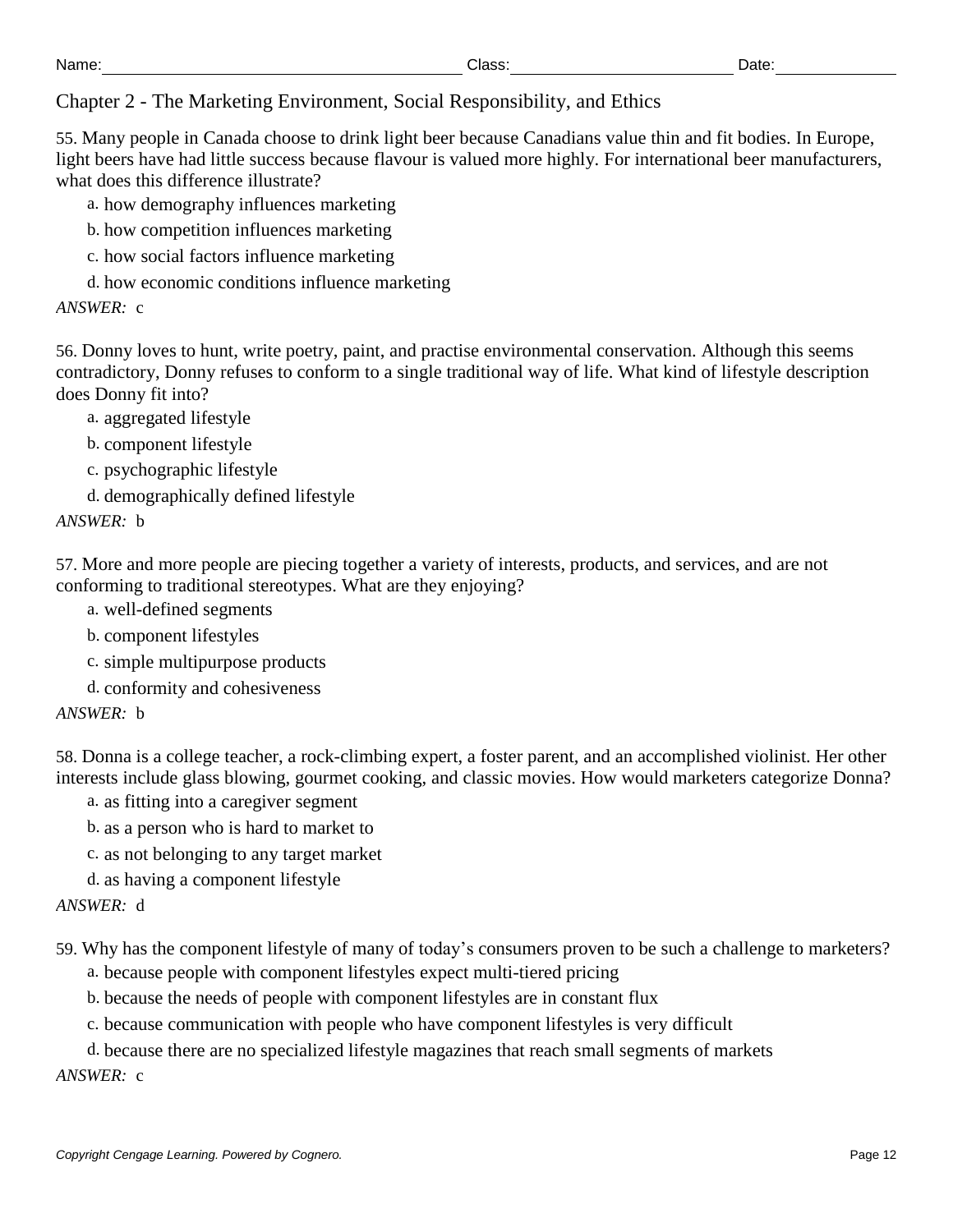Chapter 2 - The Marketing Environment, Social Responsibility, and Ethics

55. Many people in Canada choose to drink light beer because Canadians value thin and fit bodies. In Europe, light beers have had little success because flavour is valued more highly. For international beer manufacturers, what does this difference illustrate?

a. how demography influences marketing

b. how competition influences marketing

c. how social factors influence marketing

d. how economic conditions influence marketing

*ANSWER:* c

56. Donny loves to hunt, write poetry, paint, and practise environmental conservation. Although this seems contradictory, Donny refuses to conform to a single traditional way of life. What kind of lifestyle description does Donny fit into?

a. aggregated lifestyle

b. component lifestyle

c. psychographic lifestyle

d. demographically defined lifestyle

*ANSWER:* b

57. More and more people are piecing together a variety of interests, products, and services, and are not conforming to traditional stereotypes. What are they enjoying?

a. well-defined segments

b. component lifestyles

c. simple multipurpose products

d. conformity and cohesiveness

*ANSWER:* b

58. Donna is a college teacher, a rock-climbing expert, a foster parent, and an accomplished violinist. Her other interests include glass blowing, gourmet cooking, and classic movies. How would marketers categorize Donna?

a. as fitting into a caregiver segment

b. as a person who is hard to market to

c. as not belonging to any target market

d. as having a component lifestyle

*ANSWER:* d

59. Why has the component lifestyle of many of today's consumers proven to be such a challenge to marketers?

a. because people with component lifestyles expect multi-tiered pricing

b. because the needs of people with component lifestyles are in constant flux

c. because communication with people who have component lifestyles is very difficult

d. because there are no specialized lifestyle magazines that reach small segments of markets

*ANSWER:* c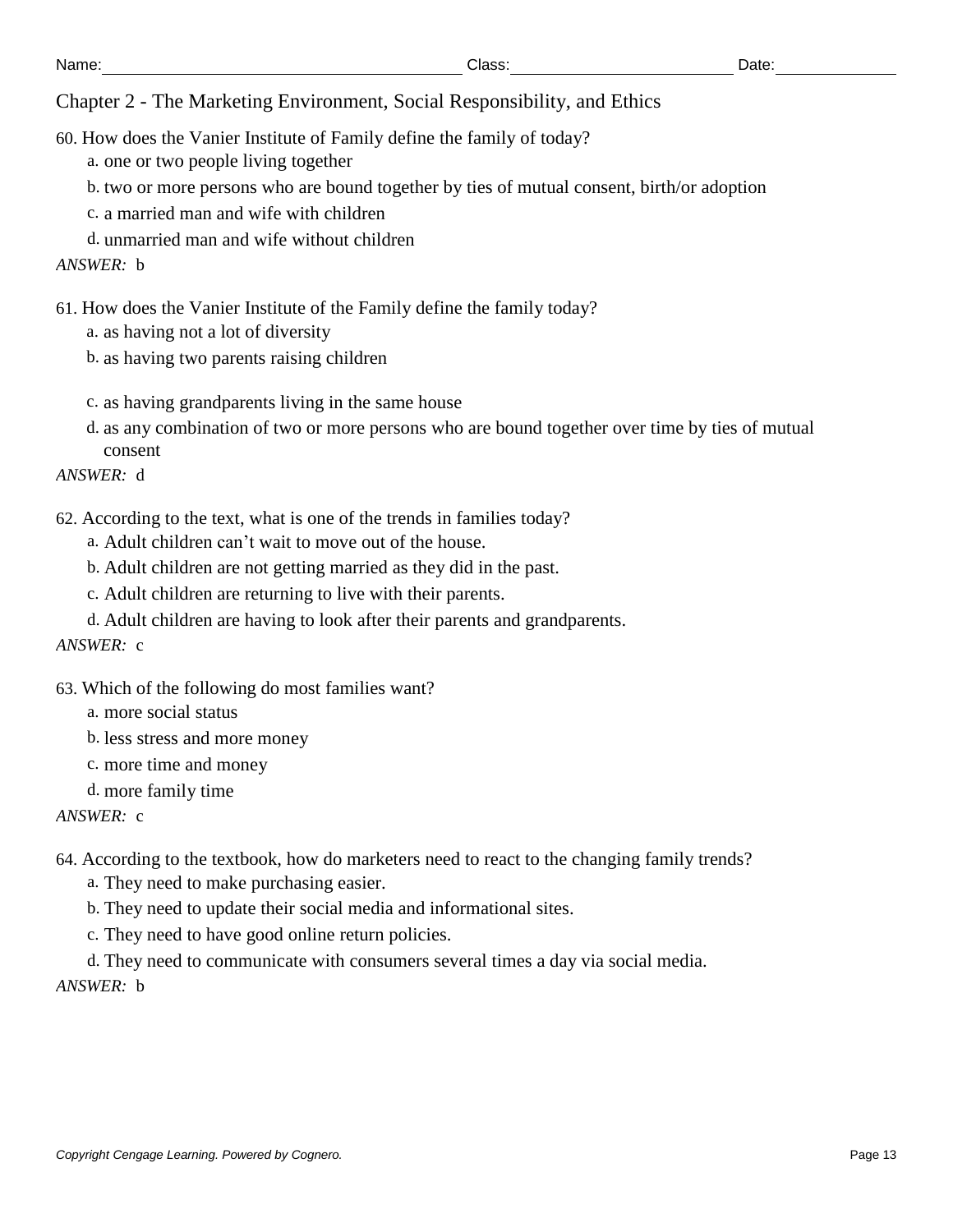Chapter 2 - The Marketing Environment, Social Responsibility, and Ethics

60. How does the Vanier Institute of Family define the family of today?

a. one or two people living together

b. two or more persons who are bound together by ties of mutual consent, birth/or adoption

c. a married man and wife with children

d. unmarried man and wife without children

*ANSWER:* b

61. How does the Vanier Institute of the Family define the family today?

a. as having not a lot of diversity

b. as having two parents raising children

c. as having grandparents living in the same house

d. as any combination of two or more persons who are bound together over time by ties of mutual consent

*ANSWER:* d

62. According to the text, what is one of the trends in families today?

a. Adult children can't wait to move out of the house.

b. Adult children are not getting married as they did in the past.

c. Adult children are returning to live with their parents.

d. Adult children are having to look after their parents and grandparents.

*ANSWER:* c

63. Which of the following do most families want?

a. more social status

b. less stress and more money

c. more time and money

d. more family time

*ANSWER:* c

64. According to the textbook, how do marketers need to react to the changing family trends?

a. They need to make purchasing easier.

b. They need to update their social media and informational sites.

c. They need to have good online return policies.

d. They need to communicate with consumers several times a day via social media.

*ANSWER:* b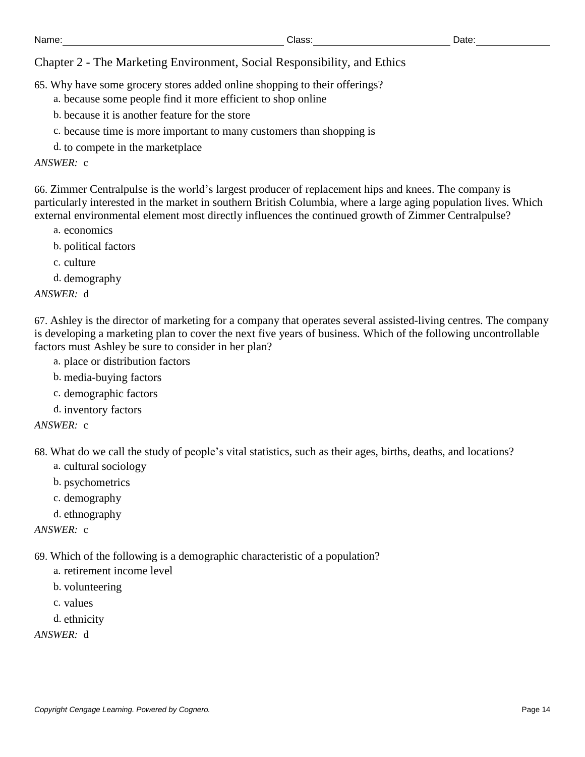Name: Class: Date:

## Chapter 2 - The Marketing Environment, Social Responsibility, and Ethics

65. Why have some grocery stores added online shopping to their offerings?

a. because some people find it more efficient to shop online

b. because it is another feature for the store

c. because time is more important to many customers than shopping is

d. to compete in the marketplace

*ANSWER:* c

66. Zimmer Centralpulse is the world's largest producer of replacement hips and knees. The company is particularly interested in the market in southern British Columbia, where a large aging population lives. Which external environmental element most directly influences the continued growth of Zimmer Centralpulse?

a. economics

b. political factors

c. culture

d. demography

*ANSWER:* d

67. Ashley is the director of marketing for a company that operates several assisted-living centres. The company is developing a marketing plan to cover the next five years of business. Which of the following uncontrollable factors must Ashley be sure to consider in her plan?

a. place or distribution factors

b. media-buying factors

c. demographic factors

d. inventory factors

*ANSWER:* c

68. What do we call the study of people's vital statistics, such as their ages, births, deaths, and locations?

a. cultural sociology

b. psychometrics

c. demography

d. ethnography

*ANSWER:* c

69. Which of the following is a demographic characteristic of a population?

a. retirement income level

b. volunteering

c. values

d. ethnicity

*ANSWER:* d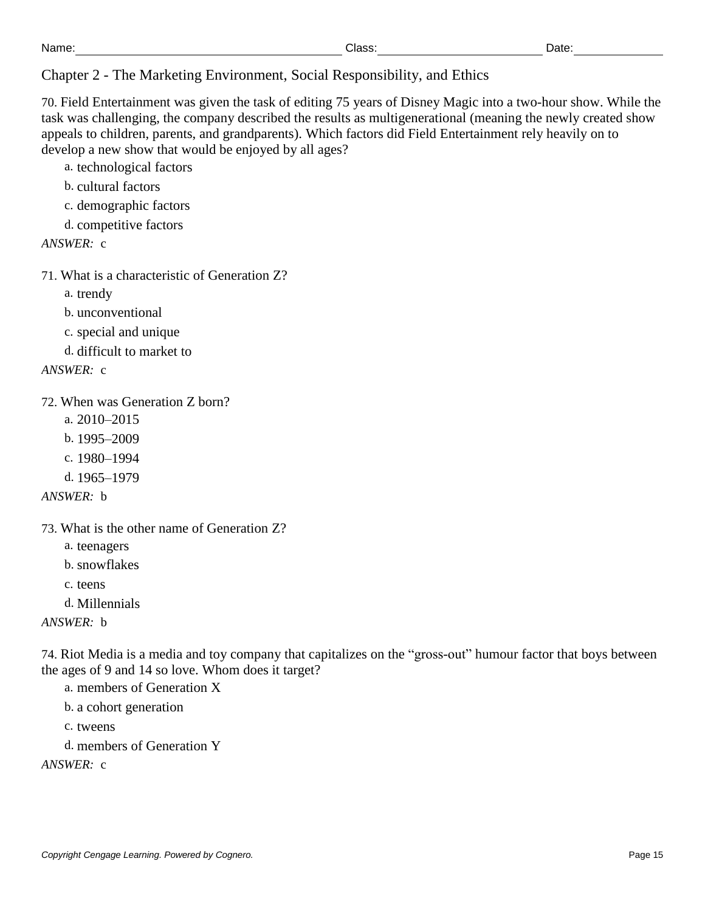Chapter 2 - The Marketing Environment, Social Responsibility, and Ethics

70. Field Entertainment was given the task of editing 75 years of Disney Magic into a two-hour show. While the task was challenging, the company described the results as multigenerational (meaning the newly created show appeals to children, parents, and grandparents). Which factors did Field Entertainment rely heavily on to develop a new show that would be enjoyed by all ages?

a. technological factors

b. cultural factors

c. demographic factors

d. competitive factors

*ANSWER:* c

71. What is a characteristic of Generation Z?

a. trendy

b. unconventional

c. special and unique

d. difficult to market to

*ANSWER:* c

72. When was Generation Z born?

a. 2010–2015

b. 1995–2009

c. 1980–1994

d. 1965–1979

*ANSWER:* b

73. What is the other name of Generation Z?

a. teenagers

b. snowflakes

c. teens

d. Millennials

*ANSWER:* b

74. Riot Media is a media and toy company that capitalizes on the “gross-out” humour factor that boys between the ages of 9 and 14 so love. Whom does it target?

a. members of Generation X

b. a cohort generation

c. tweens

d. members of Generation Y

*ANSWER:* c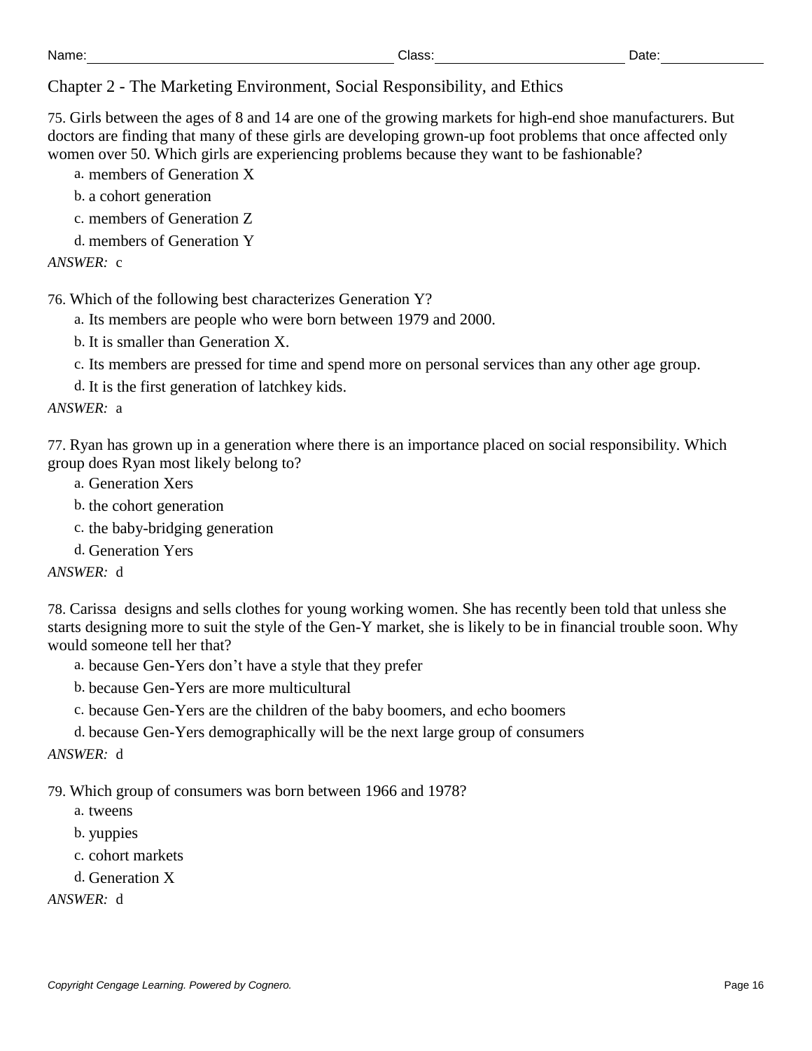Chapter 2 - The Marketing Environment, Social Responsibility, and Ethics

75. Girls between the ages of 8 and 14 are one of the growing markets for high-end shoe manufacturers. But doctors are finding that many of these girls are developing grown-up foot problems that once affected only women over 50. Which girls are experiencing problems because they want to be fashionable?

a. members of Generation X

b. a cohort generation

c. members of Generation Z

d. members of Generation Y

*ANSWER:* c

76. Which of the following best characterizes Generation Y?

a. Its members are people who were born between 1979 and 2000.

b. It is smaller than Generation X.

c. Its members are pressed for time and spend more on personal services than any other age group.

d. It is the first generation of latchkey kids.

*ANSWER:* a

77. Ryan has grown up in a generation where there is an importance placed on social responsibility. Which group does Ryan most likely belong to?

a. Generation Xers

b. the cohort generation

c. the baby-bridging generation

d. Generation Yers

*ANSWER:* d

78. Carissa designs and sells clothes for young working women. She has recently been told that unless she starts designing more to suit the style of the Gen-Y market, she is likely to be in financial trouble soon. Why would someone tell her that?

a. because Gen-Yers don’t have a style that they prefer

b. because Gen-Yers are more multicultural

c. because Gen-Yers are the children of the baby boomers, and echo boomers

d. because Gen-Yers demographically will be the next large group of consumers

*ANSWER:* d

79. Which group of consumers was born between 1966 and 1978?

a. tweens

b. yuppies

c. cohort markets

d. Generation X

*ANSWER:* d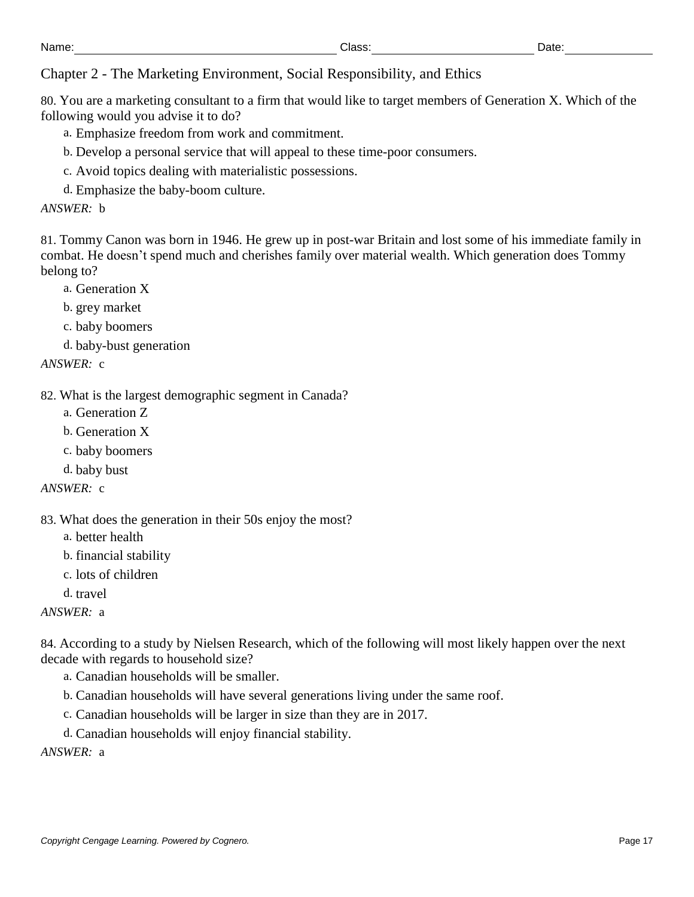Name: Class: Date:

Chapter 2 - The Marketing Environment, Social Responsibility, and Ethics

80. You are a marketing consultant to a firm that would like to target members of Generation X. Which of the following would you advise it to do?

a. Emphasize freedom from work and commitment.

b. Develop a personal service that will appeal to these time-poor consumers.

c. Avoid topics dealing with materialistic possessions.

d. Emphasize the baby-boom culture.

*ANSWER:* b

81. Tommy Canon was born in 1946. He grew up in post-war Britain and lost some of his immediate family in combat. He doesn't spend much and cherishes family over material wealth. Which generation does Tommy belong to?

a. Generation X

b. grey market

c. baby boomers

d. baby-bust generation

*ANSWER:* c

82. What is the largest demographic segment in Canada?

a. Generation Z

b. Generation X

c. baby boomers

d. baby bust

*ANSWER:* c

83. What does the generation in their 50s enjoy the most?

a. better health

b. financial stability

c. lots of children

d. travel

*ANSWER:* a

84. According to a study by Nielsen Research, which of the following will most likely happen over the next decade with regards to household size?

a. Canadian households will be smaller.

b. Canadian households will have several generations living under the same roof.

c. Canadian households will be larger in size than they are in 2017.

d. Canadian households will enjoy financial stability.

*ANSWER:* a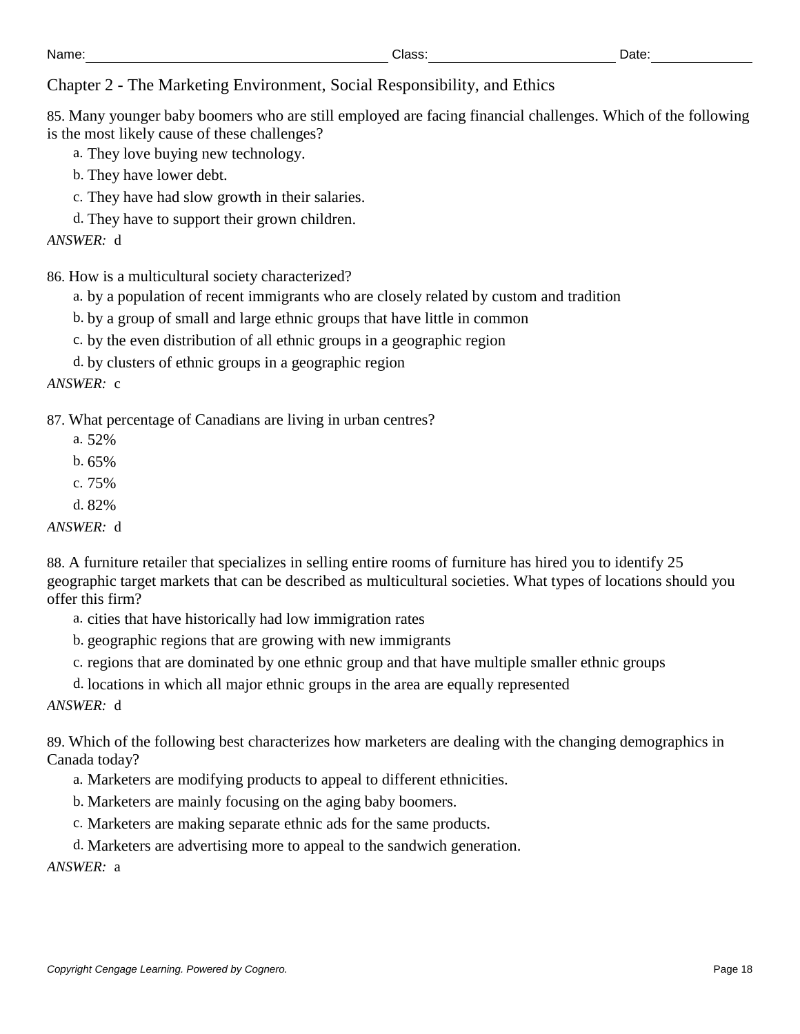Name: Class: Date:

Chapter 2 - The Marketing Environment, Social Responsibility, and Ethics

85. Many younger baby boomers who are still employed are facing financial challenges. Which of the following is the most likely cause of these challenges?

a. They love buying new technology.

b. They have lower debt.

c. They have had slow growth in their salaries.

d. They have to support their grown children.

*ANSWER:* d

86. How is a multicultural society characterized?

a. by a population of recent immigrants who are closely related by custom and tradition

b. by a group of small and large ethnic groups that have little in common

c. by the even distribution of all ethnic groups in a geographic region

d. by clusters of ethnic groups in a geographic region

*ANSWER:* c

87. What percentage of Canadians are living in urban centres?

a. 52%

b. 65%

c. 75%

d. 82%

*ANSWER:* d

88. A furniture retailer that specializes in selling entire rooms of furniture has hired you to identify 25 geographic target markets that can be described as multicultural societies. What types of locations should you offer this firm?

a. cities that have historically had low immigration rates

b. geographic regions that are growing with new immigrants

c. regions that are dominated by one ethnic group and that have multiple smaller ethnic groups

d. locations in which all major ethnic groups in the area are equally represented

*ANSWER:* d

89. Which of the following best characterizes how marketers are dealing with the changing demographics in Canada today?

a. Marketers are modifying products to appeal to different ethnicities.

b. Marketers are mainly focusing on the aging baby boomers.

c. Marketers are making separate ethnic ads for the same products.

d. Marketers are advertising more to appeal to the sandwich generation.

*ANSWER:* a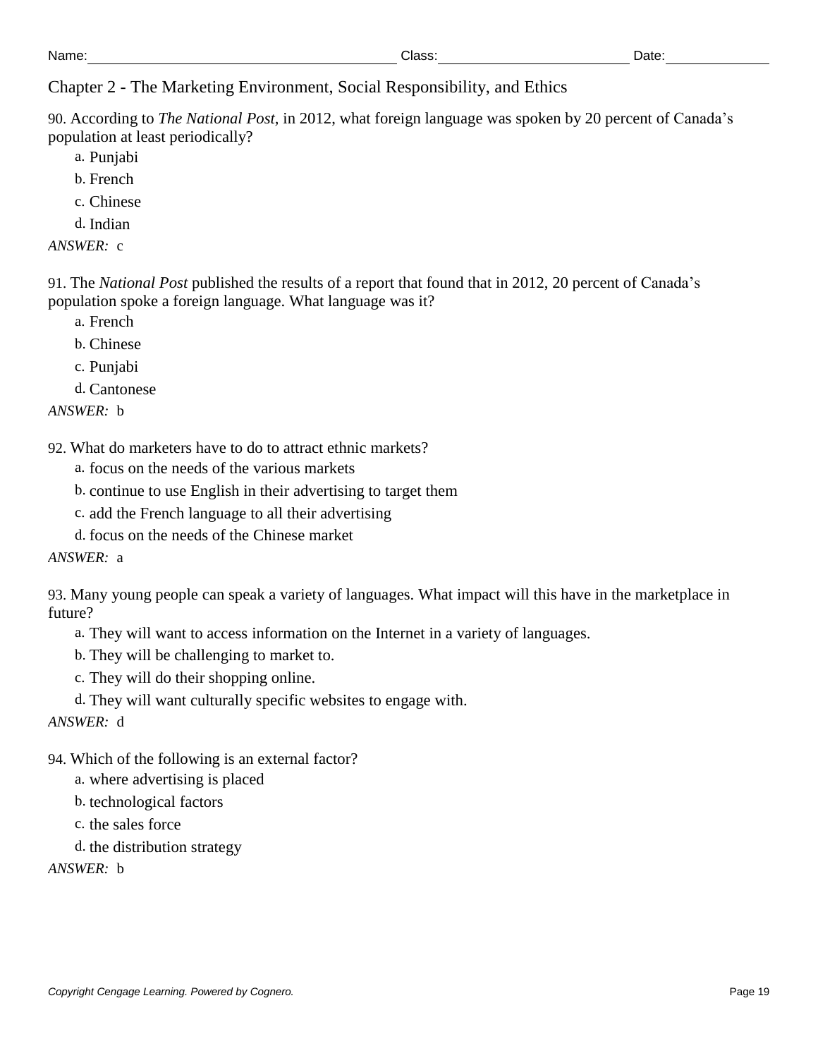Chapter 2 - The Marketing Environment, Social Responsibility, and Ethics

90. According to *The National Post*, in 2012, what foreign language was spoken by 20 percent of Canada's population at least periodically?

a. Punjabi

b. French

c. Chinese

d. Indian

*ANSWER:* c

91. The *National Post* published the results of a report that found that in 2012, 20 percent of Canada's population spoke a foreign language. What language was it?

a. French

b. Chinese

c. Punjabi

d. Cantonese

*ANSWER:* b

92. What do marketers have to do to attract ethnic markets?

a. focus on the needs of the various markets

b. continue to use English in their advertising to target them

c. add the French language to all their advertising

d. focus on the needs of the Chinese market

*ANSWER:* a

93. Many young people can speak a variety of languages. What impact will this have in the marketplace in future?

a. They will want to access information on the Internet in a variety of languages.

b. They will be challenging to market to.

c. They will do their shopping online.

d. They will want culturally specific websites to engage with.

*ANSWER:* d

94. Which of the following is an external factor?

a. where advertising is placed

b. technological factors

c. the sales force

d. the distribution strategy

*ANSWER:* b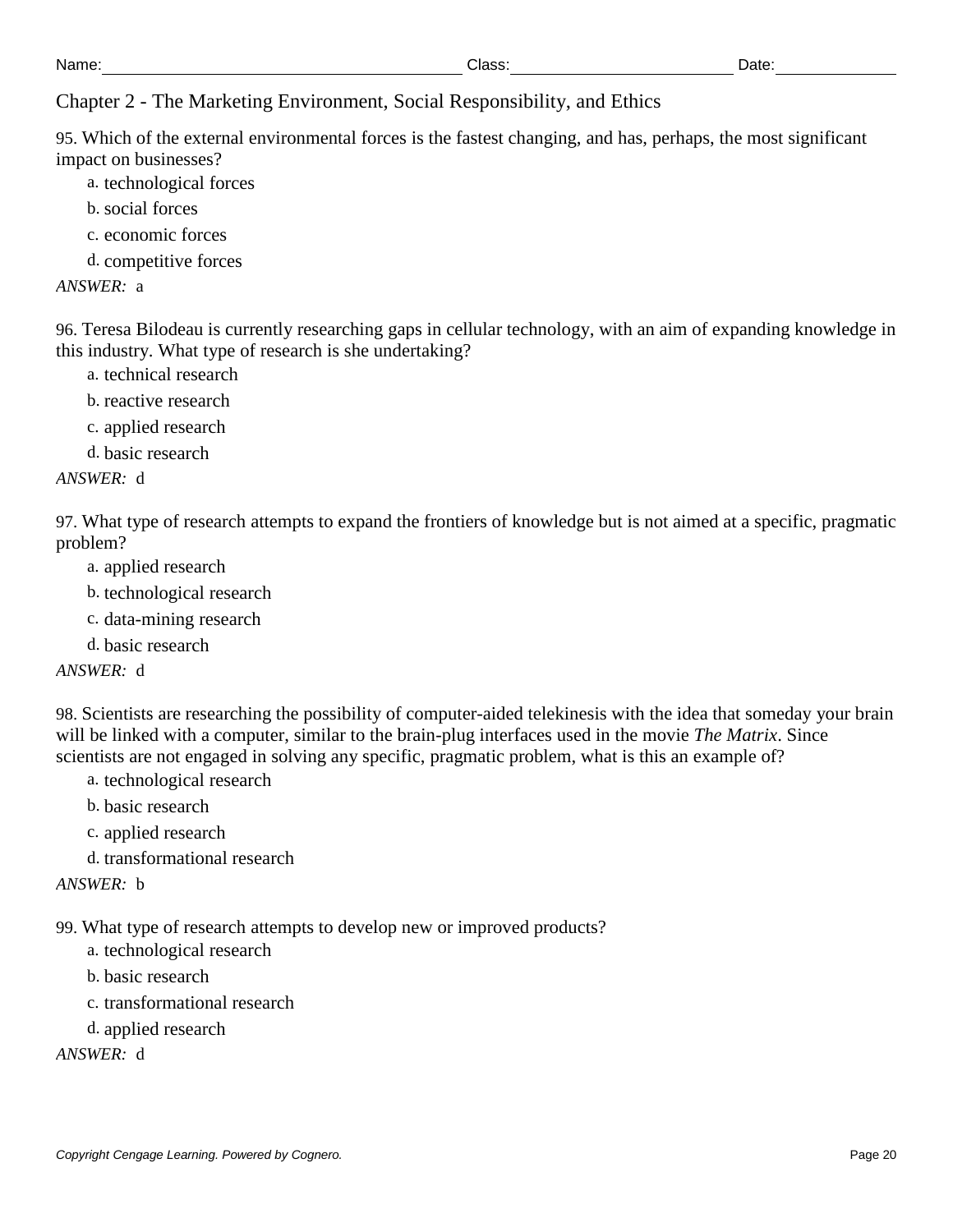Chapter 2 - The Marketing Environment, Social Responsibility, and Ethics

95. Which of the external environmental forces is the fastest changing, and has, perhaps, the most significant impact on businesses?

a. technological forces

b. social forces

c. economic forces

d. competitive forces

*ANSWER:* a

96. Teresa Bilodeau is currently researching gaps in cellular technology, with an aim of expanding knowledge in this industry. What type of research is she undertaking?

a. technical research

b. reactive research

c. applied research

d. basic research

*ANSWER:* d

97. What type of research attempts to expand the frontiers of knowledge but is not aimed at a specific, pragmatic problem?

a. applied research

b. technological research

c. data-mining research

d. basic research

*ANSWER:* d

98. Scientists are researching the possibility of computer-aided telekinesis with the idea that someday your brain will be linked with a computer, similar to the brain-plug interfaces used in the movie *The Matrix*. Since scientists are not engaged in solving any specific, pragmatic problem, what is this an example of?

a. technological research

b. basic research

c. applied research

d. transformational research

*ANSWER:* b

99. What type of research attempts to develop new or improved products?

a. technological research

b. basic research

c. transformational research

d. applied research

*ANSWER:* d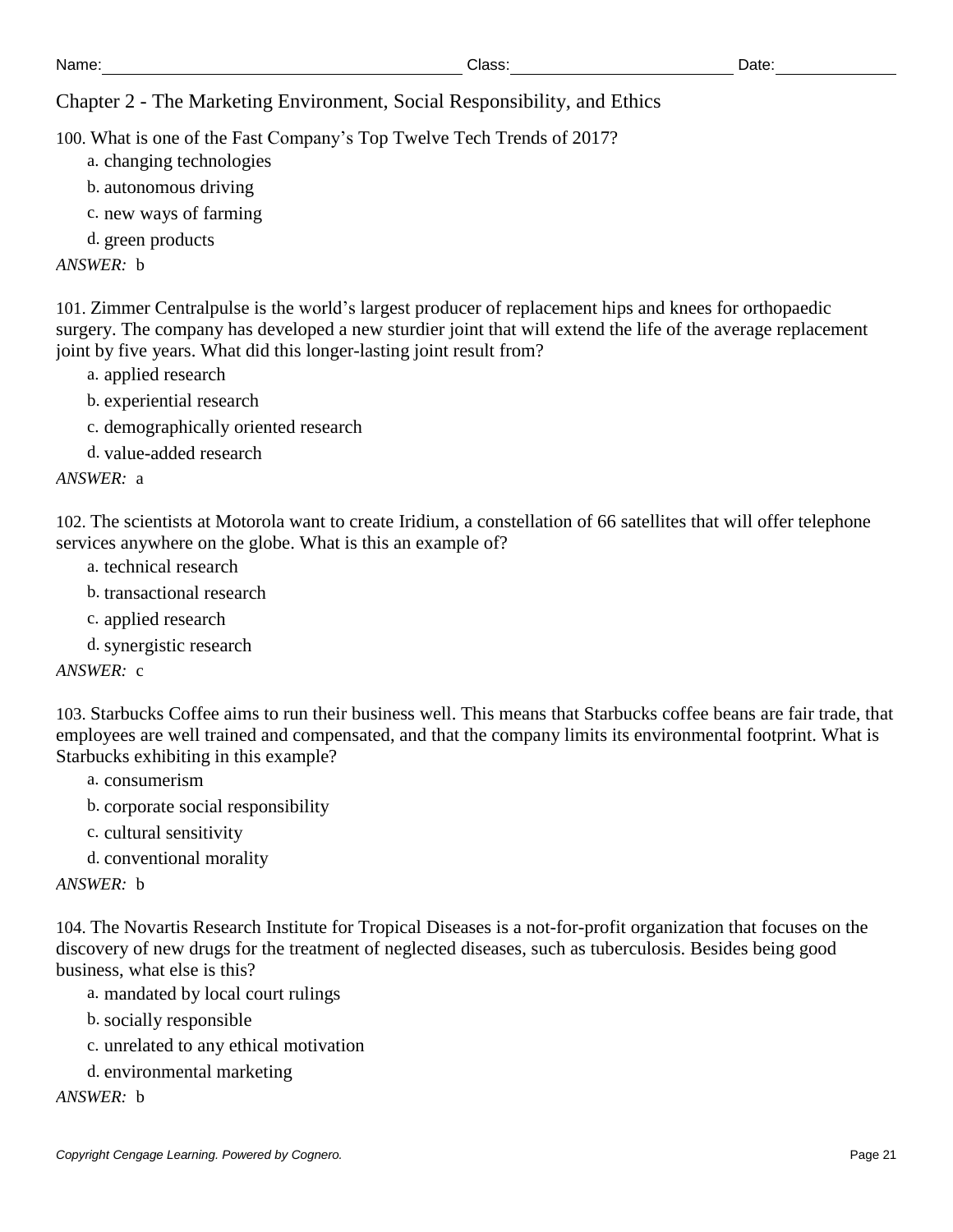Chapter 2 - The Marketing Environment, Social Responsibility, and Ethics

100. What is one of the Fast Company's Top Twelve Tech Trends of 2017?

a. changing technologies

b. autonomous driving

c. new ways of farming

d. green products

*ANSWER:* b

101. Zimmer Centralpulse is the world's largest producer of replacement hips and knees for orthopaedic surgery. The company has developed a new sturdier joint that will extend the life of the average replacement joint by five years. What did this longer-lasting joint result from?

a. applied research

b. experiential research

c. demographically oriented research

d. value-added research

*ANSWER:* a

102. The scientists at Motorola want to create Iridium, a constellation of 66 satellites that will offer telephone services anywhere on the globe. What is this an example of?

a. technical research

b. transactional research

c. applied research

d. synergistic research

*ANSWER:* c

103. Starbucks Coffee aims to run their business well. This means that Starbucks coffee beans are fair trade, that employees are well trained and compensated, and that the company limits its environmental footprint. What is Starbucks exhibiting in this example?

a. consumerism

b. corporate social responsibility

c. cultural sensitivity

d. conventional morality

*ANSWER:* b

104. The Novartis Research Institute for Tropical Diseases is a not-for-profit organization that focuses on the discovery of new drugs for the treatment of neglected diseases, such as tuberculosis. Besides being good business, what else is this?

a. mandated by local court rulings

b. socially responsible

c. unrelated to any ethical motivation

d. environmental marketing

*ANSWER:* b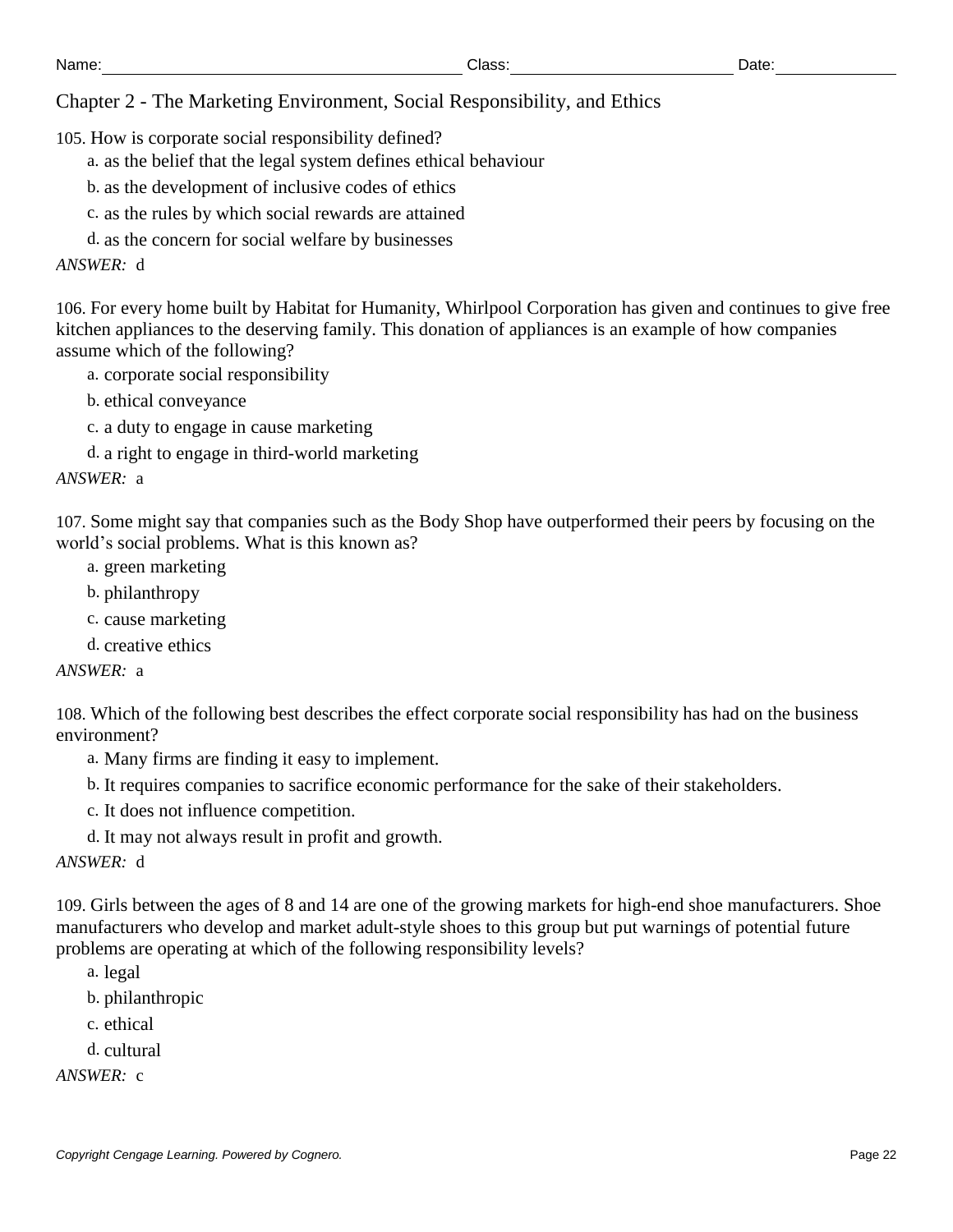## Chapter 2 - The Marketing Environment, Social Responsibility, and Ethics

105. How is corporate social responsibility defined?

a. as the belief that the legal system defines ethical behaviour

b. as the development of inclusive codes of ethics

c. as the rules by which social rewards are attained

d. as the concern for social welfare by businesses

*ANSWER:* d

106. For every home built by Habitat for Humanity, Whirlpool Corporation has given and continues to give free kitchen appliances to the deserving family. This donation of appliances is an example of how companies assume which of the following?

a. corporate social responsibility

b. ethical conveyance

c. a duty to engage in cause marketing

d. a right to engage in third-world marketing

*ANSWER:* a

107. Some might say that companies such as the Body Shop have outperformed their peers by focusing on the world's social problems. What is this known as?

a. green marketing

b. philanthropy

c. cause marketing

d. creative ethics

*ANSWER:* a

108. Which of the following best describes the effect corporate social responsibility has had on the business environment?

a. Many firms are finding it easy to implement.

b. It requires companies to sacrifice economic performance for the sake of their stakeholders.

c. It does not influence competition.

d. It may not always result in profit and growth.

*ANSWER:* d

109. Girls between the ages of 8 and 14 are one of the growing markets for high-end shoe manufacturers. Shoe manufacturers who develop and market adult-style shoes to this group but put warnings of potential future problems are operating at which of the following responsibility levels?

a. legal

b. philanthropic

c. ethical

d. cultural

*ANSWER:* c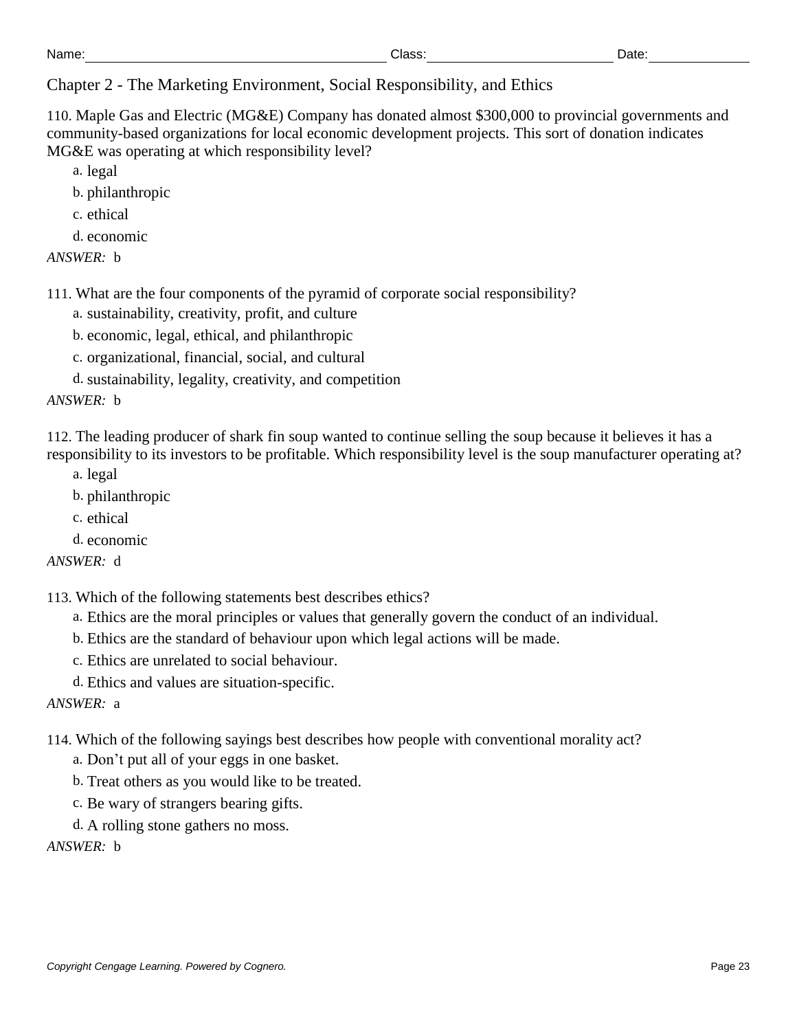Name: Class: Date:

Chapter 2 - The Marketing Environment, Social Responsibility, and Ethics

110. Maple Gas and Electric (MG&E) Company has donated almost $300,000 to provincial governments and community-based organizations for local economic development projects. This sort of donation indicates MG&E was operating at which responsibility level?

a. legal
b. philanthropic
c. ethical
d. economic

*ANSWER:* b

111. What are the four components of the pyramid of corporate social responsibility?

a. sustainability, creativity, profit, and culture
b. economic, legal, ethical, and philanthropic
c. organizational, financial, social, and cultural
d. sustainability, legality, creativity, and competition

*ANSWER:* b

112. The leading producer of shark fin soup wanted to continue selling the soup because it believes it has a responsibility to its investors to be profitable. Which responsibility level is the soup manufacturer operating at?

a. legal
b. philanthropic
c. ethical
d. economic

*ANSWER:* d

113. Which of the following statements best describes ethics?

a. Ethics are the moral principles or values that generally govern the conduct of an individual.
b. Ethics are the standard of behaviour upon which legal actions will be made.
c. Ethics are unrelated to social behaviour.
d. Ethics and values are situation-specific.

*ANSWER:* a

114. Which of the following sayings best describes how people with conventional morality act?

a. Don't put all of your eggs in one basket.
b. Treat others as you would like to be treated.
c. Be wary of strangers bearing gifts.
d. A rolling stone gathers no moss.

*ANSWER:* b

*Copyright Cengage Learning. Powered by Cognero.*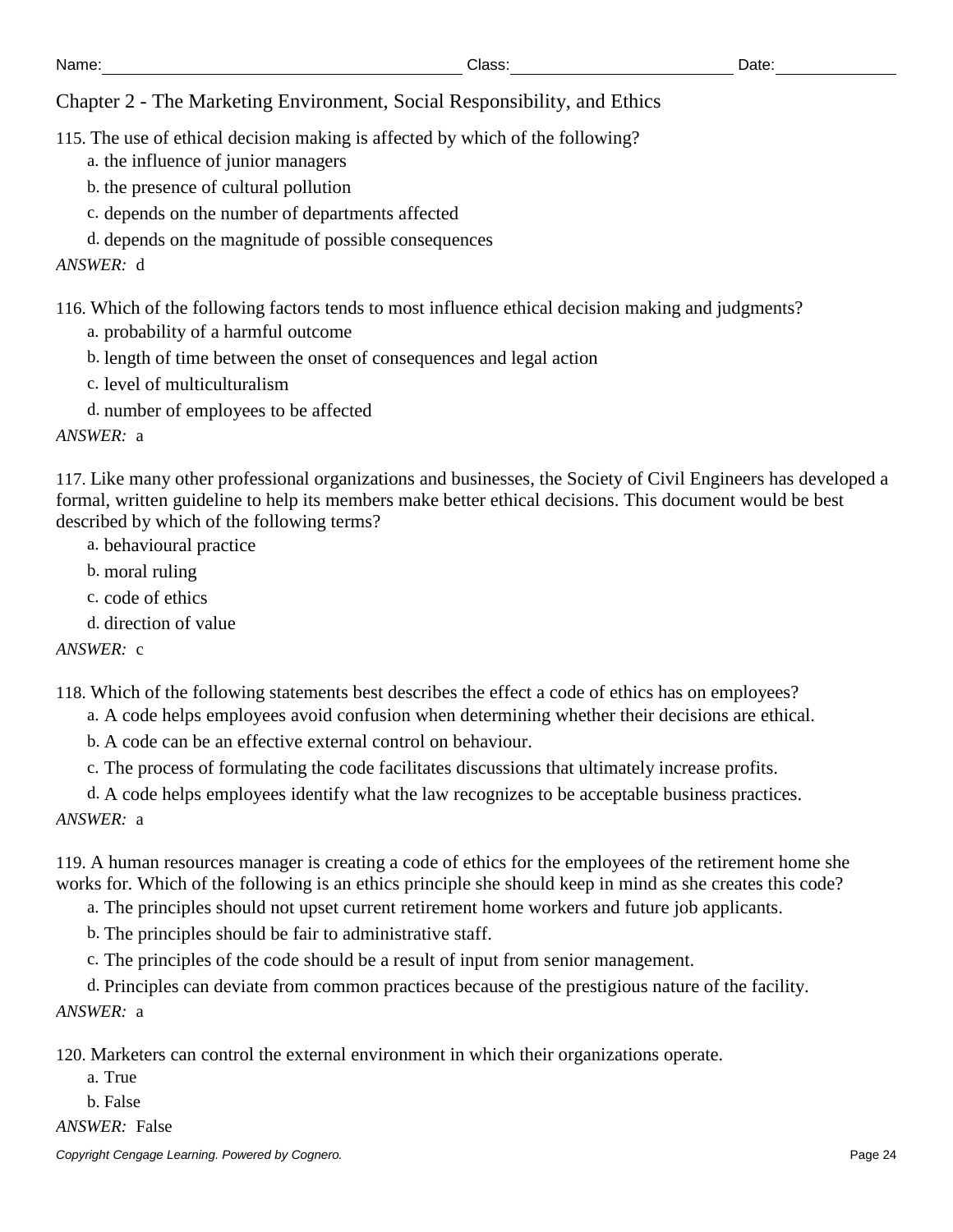Chapter 2 - The Marketing Environment, Social Responsibility, and Ethics

115. The use of ethical decision making is affected by which of the following?

a. the influence of junior managers

b. the presence of cultural pollution

c. depends on the number of departments affected

d. depends on the magnitude of possible consequences

*ANSWER:* d

116. Which of the following factors tends to most influence ethical decision making and judgments?

a. probability of a harmful outcome

b. length of time between the onset of consequences and legal action

c. level of multiculturalism

d. number of employees to be affected

*ANSWER:* a

117. Like many other professional organizations and businesses, the Society of Civil Engineers has developed a formal, written guideline to help its members make better ethical decisions. This document would be best described by which of the following terms?

a. behavioural practice

b. moral ruling

c. code of ethics

d. direction of value

*ANSWER:* c

118. Which of the following statements best describes the effect a code of ethics has on employees?

a. A code helps employees avoid confusion when determining whether their decisions are ethical.

b. A code can be an effective external control on behaviour.

c. The process of formulating the code facilitates discussions that ultimately increase profits.

d. A code helps employees identify what the law recognizes to be acceptable business practices.

*ANSWER:* a

119. A human resources manager is creating a code of ethics for the employees of the retirement home she works for. Which of the following is an ethics principle she should keep in mind as she creates this code?

a. The principles should not upset current retirement home workers and future job applicants.

b. The principles should be fair to administrative staff.

c. The principles of the code should be a result of input from senior management.

d. Principles can deviate from common practices because of the prestigious nature of the facility.

*ANSWER:* a

120. Marketers can control the external environment in which their organizations operate.

a. True

b. False

*ANSWER:* False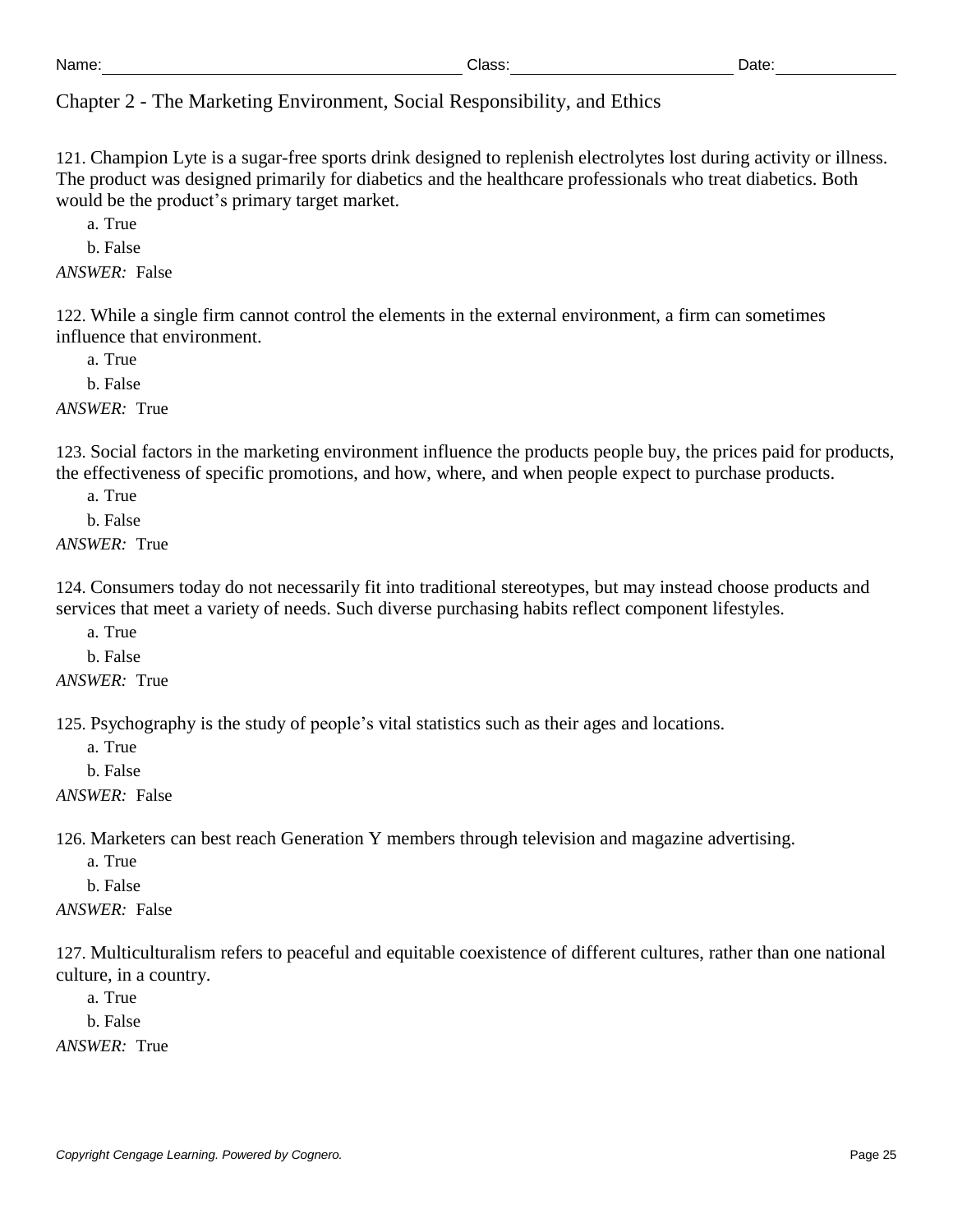Name: Class: Date:

Chapter 2 - The Marketing Environment, Social Responsibility, and Ethics

121. Champion Lyte is a sugar-free sports drink designed to replenish electrolytes lost during activity or illness. The product was designed primarily for diabetics and the healthcare professionals who treat diabetics. Both would be the product's primary target market.

a. True

b. False

*ANSWER:* False

122. While a single firm cannot control the elements in the external environment, a firm can sometimes influence that environment.

a. True

b. False

*ANSWER:* True

123. Social factors in the marketing environment influence the products people buy, the prices paid for products, the effectiveness of specific promotions, and how, where, and when people expect to purchase products.

a. True

b. False

*ANSWER:* True

124. Consumers today do not necessarily fit into traditional stereotypes, but may instead choose products and services that meet a variety of needs. Such diverse purchasing habits reflect component lifestyles.

a. True

b. False

*ANSWER:* True

125. Psychography is the study of people's vital statistics such as their ages and locations.

a. True

b. False

*ANSWER:* False

126. Marketers can best reach Generation Y members through television and magazine advertising.

a. True

b. False

*ANSWER:* False

127. Multiculturalism refers to peaceful and equitable coexistence of different cultures, rather than one national culture, in a country.

a. True

b. False

*ANSWER:* True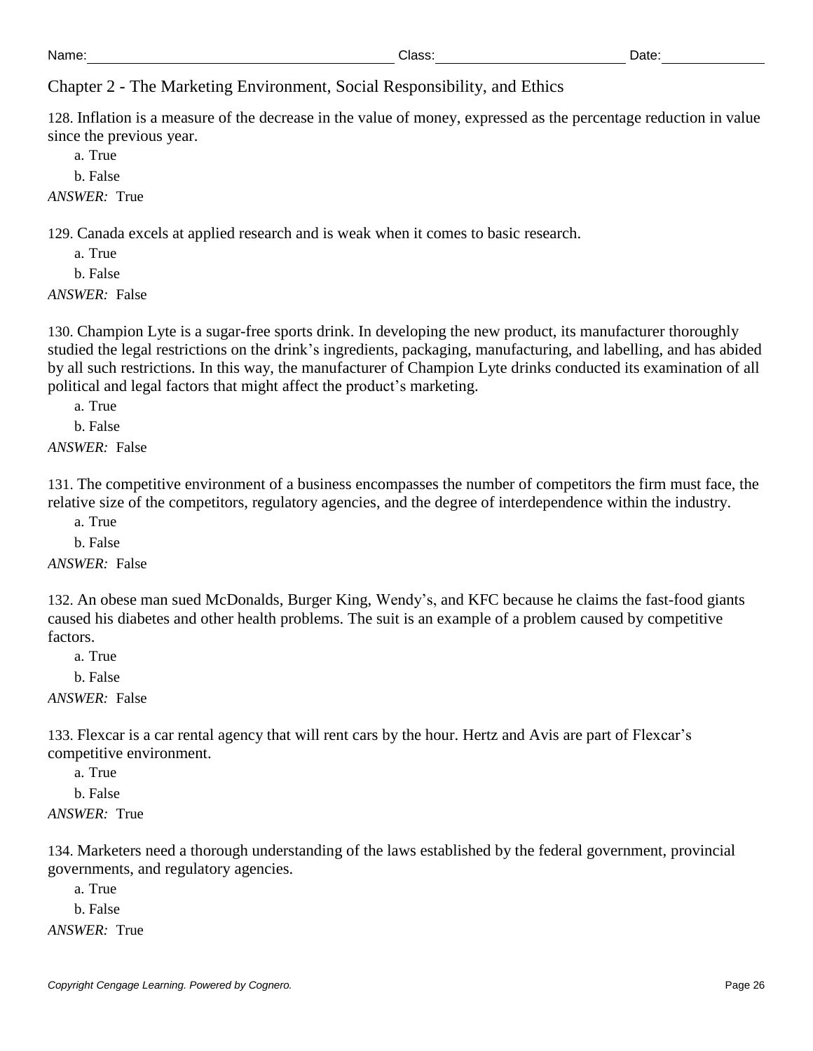Name: Class: Date:

Chapter 2 - The Marketing Environment, Social Responsibility, and Ethics

128. Inflation is a measure of the decrease in the value of money, expressed as the percentage reduction in value since the previous year.

a. True

b. False

*ANSWER:* True

129. Canada excels at applied research and is weak when it comes to basic research.

a. True

b. False

*ANSWER:* False

130. Champion Lyte is a sugar-free sports drink. In developing the new product, its manufacturer thoroughly studied the legal restrictions on the drink's ingredients, packaging, manufacturing, and labelling, and has abided by all such restrictions. In this way, the manufacturer of Champion Lyte drinks conducted its examination of all political and legal factors that might affect the product's marketing.

a. True

b. False

*ANSWER:* False

131. The competitive environment of a business encompasses the number of competitors the firm must face, the relative size of the competitors, regulatory agencies, and the degree of interdependence within the industry.

a. True

b. False

*ANSWER:* False

132. An obese man sued McDonalds, Burger King, Wendy's, and KFC because he claims the fast-food giants caused his diabetes and other health problems. The suit is an example of a problem caused by competitive factors.

a. True

b. False

*ANSWER:* False

133. Flexcar is a car rental agency that will rent cars by the hour. Hertz and Avis are part of Flexcar's competitive environment.

a. True

b. False

*ANSWER:* True

134. Marketers need a thorough understanding of the laws established by the federal government, provincial governments, and regulatory agencies.

a. True

b. False

*ANSWER:* True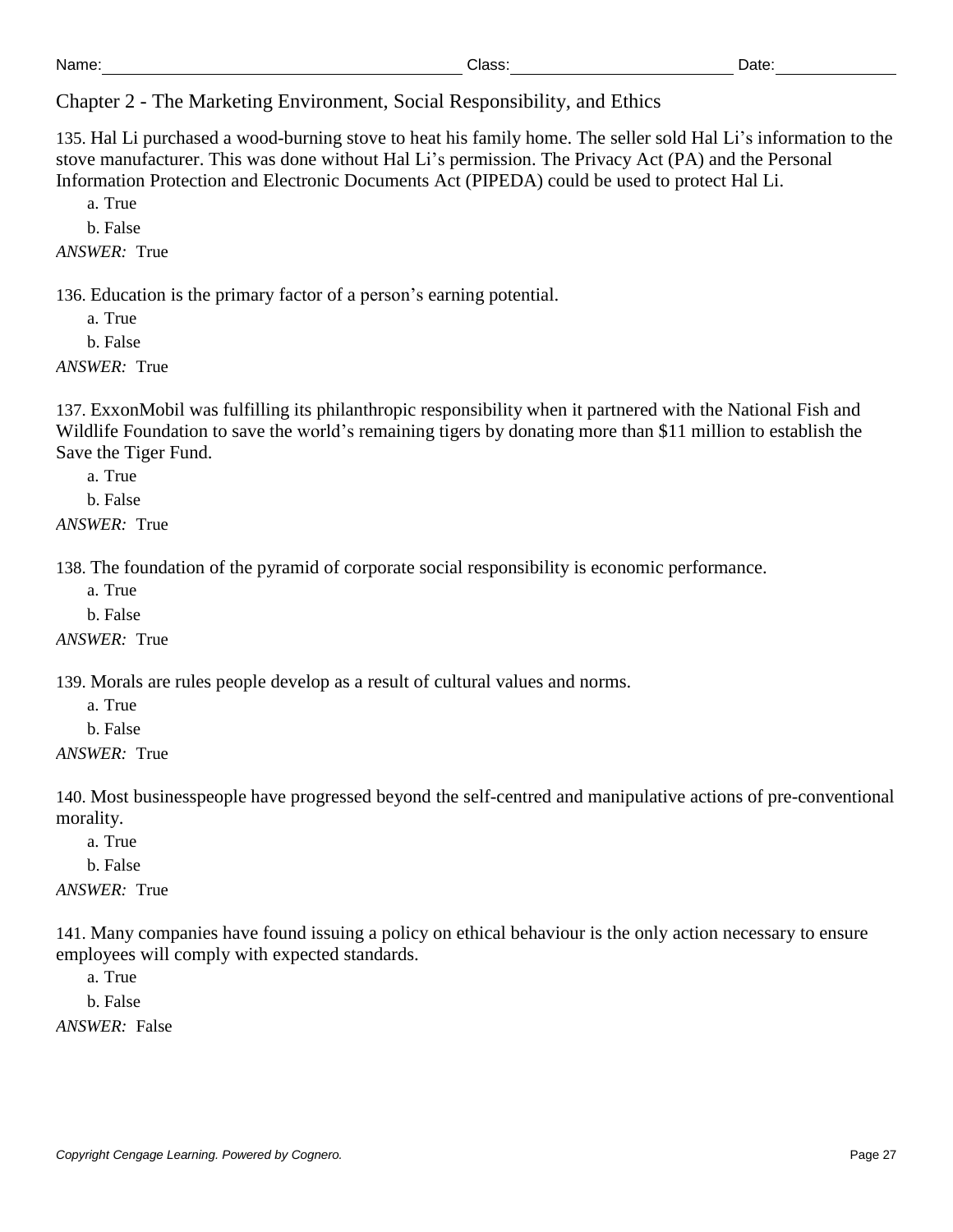Name: Class: Date:

Chapter 2 - The Marketing Environment, Social Responsibility, and Ethics

135. Hal Li purchased a wood-burning stove to heat his family home. The seller sold Hal Li's information to the stove manufacturer. This was done without Hal Li's permission. The Privacy Act (PA) and the Personal Information Protection and Electronic Documents Act (PIPEDA) could be used to protect Hal Li.

a. True

b. False

*ANSWER:* True

136. Education is the primary factor of a person's earning potential.

a. True

b. False

*ANSWER:* True

137. ExxonMobil was fulfilling its philanthropic responsibility when it partnered with the National Fish and Wildlife Foundation to save the world's remaining tigers by donating more than $11 million to establish the Save the Tiger Fund.

a. True

b. False

*ANSWER:* True

138. The foundation of the pyramid of corporate social responsibility is economic performance.

a. True

b. False

*ANSWER:* True

139. Morals are rules people develop as a result of cultural values and norms.

a. True

b. False

*ANSWER:* True

140. Most businesspeople have progressed beyond the self-centred and manipulative actions of pre-conventional morality.

a. True

b. False

*ANSWER:* True

141. Many companies have found issuing a policy on ethical behaviour is the only action necessary to ensure employees will comply with expected standards.

a. True

b. False

*ANSWER:* False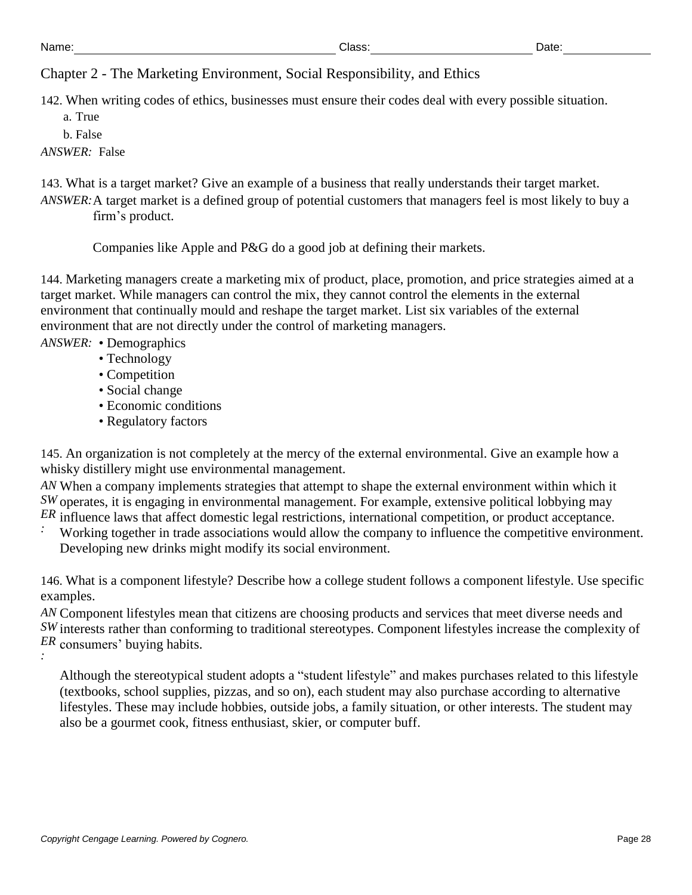Chapter 2 - The Marketing Environment, Social Responsibility, and Ethics

142. When writing codes of ethics, businesses must ensure their codes deal with every possible situation.

a. True

b. False

*ANSWER:* False

143. What is a target market? Give an example of a business that really understands their target market.

*ANSWER:* A target market is a defined group of potential customers that managers feel is most likely to buy a firm's product.

Companies like Apple and P&G do a good job at defining their markets.

144. Marketing managers create a marketing mix of product, place, promotion, and price strategies aimed at a target market. While managers can control the mix, they cannot control the elements in the external environment that continually mould and reshape the target market. List six variables of the external environment that are not directly under the control of marketing managers.

*ANSWER:*
- Demographics
- Technology
- Competition
- Social change
- Economic conditions
- Regulatory factors

145. An organization is not completely at the mercy of the external environmental. Give an example how a whisky distillery might use environmental management.

*ANSWER:* When a company implements strategies that attempt to shape the external environment within which it operates, it is engaging in environmental management. For example, extensive political lobbying may influence laws that affect domestic legal restrictions, international competition, or product acceptance. Working together in trade associations would allow the company to influence the competitive environment. Developing new drinks might modify its social environment.

146. What is a component lifestyle? Describe how a college student follows a component lifestyle. Use specific examples.

*ANSWER:* Component lifestyles mean that citizens are choosing products and services that meet diverse needs and interests rather than conforming to traditional stereotypes. Component lifestyles increase the complexity of consumers' buying habits.

Although the stereotypical student adopts a "student lifestyle" and makes purchases related to this lifestyle (textbooks, school supplies, pizzas, and so on), each student may also purchase according to alternative lifestyles. These may include hobbies, outside jobs, a family situation, or other interests. The student may also be a gourmet cook, fitness enthusiast, skier, or computer buff.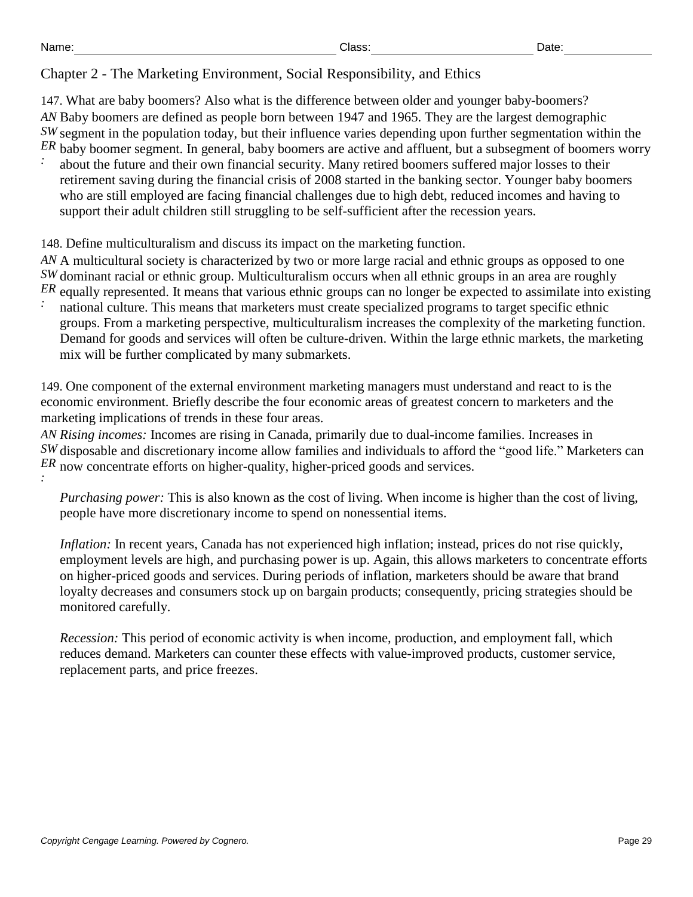Name: Class: Date:

Chapter 2 - The Marketing Environment, Social Responsibility, and Ethics

147. What are baby boomers? Also what is the difference between older and younger baby-boomers?

*ANSWER:* Baby boomers are defined as people born between 1947 and 1965. They are the largest demographic segment in the population today, but their influence varies depending upon further segmentation within the baby boomer segment. In general, baby boomers are active and affluent, but a subsegment of boomers worry about the future and their own financial security. Many retired boomers suffered major losses to their retirement saving during the financial crisis of 2008 started in the banking sector. Younger baby boomers who are still employed are facing financial challenges due to high debt, reduced incomes and having to support their adult children still struggling to be self-sufficient after the recession years.

148. Define multiculturalism and discuss its impact on the marketing function.

*ANSWER:* A multicultural society is characterized by two or more large racial and ethnic groups as opposed to one dominant racial or ethnic group. Multiculturalism occurs when all ethnic groups in an area are roughly equally represented. It means that various ethnic groups can no longer be expected to assimilate into existing national culture. This means that marketers must create specialized programs to target specific ethnic groups. From a marketing perspective, multiculturalism increases the complexity of the marketing function. Demand for goods and services will often be culture-driven. Within the large ethnic markets, the marketing mix will be further complicated by many submarkets.

149. One component of the external environment marketing managers must understand and react to is the economic environment. Briefly describe the four economic areas of greatest concern to marketers and the marketing implications of trends in these four areas.

*ANSWER:* *Rising incomes:* Incomes are rising in Canada, primarily due to dual-income families. Increases in disposable and discretionary income allow families and individuals to afford the "good life." Marketers can now concentrate efforts on higher-quality, higher-priced goods and services.

*Purchasing power:* This is also known as the cost of living. When income is higher than the cost of living, people have more discretionary income to spend on nonessential items.

*Inflation:* In recent years, Canada has not experienced high inflation; instead, prices do not rise quickly, employment levels are high, and purchasing power is up. Again, this allows marketers to concentrate efforts on higher-priced goods and services. During periods of inflation, marketers should be aware that brand loyalty decreases and consumers stock up on bargain products; consequently, pricing strategies should be monitored carefully.

*Recession:* This period of economic activity is when income, production, and employment fall, which reduces demand. Marketers can counter these effects with value-improved products, customer service, replacement parts, and price freezes.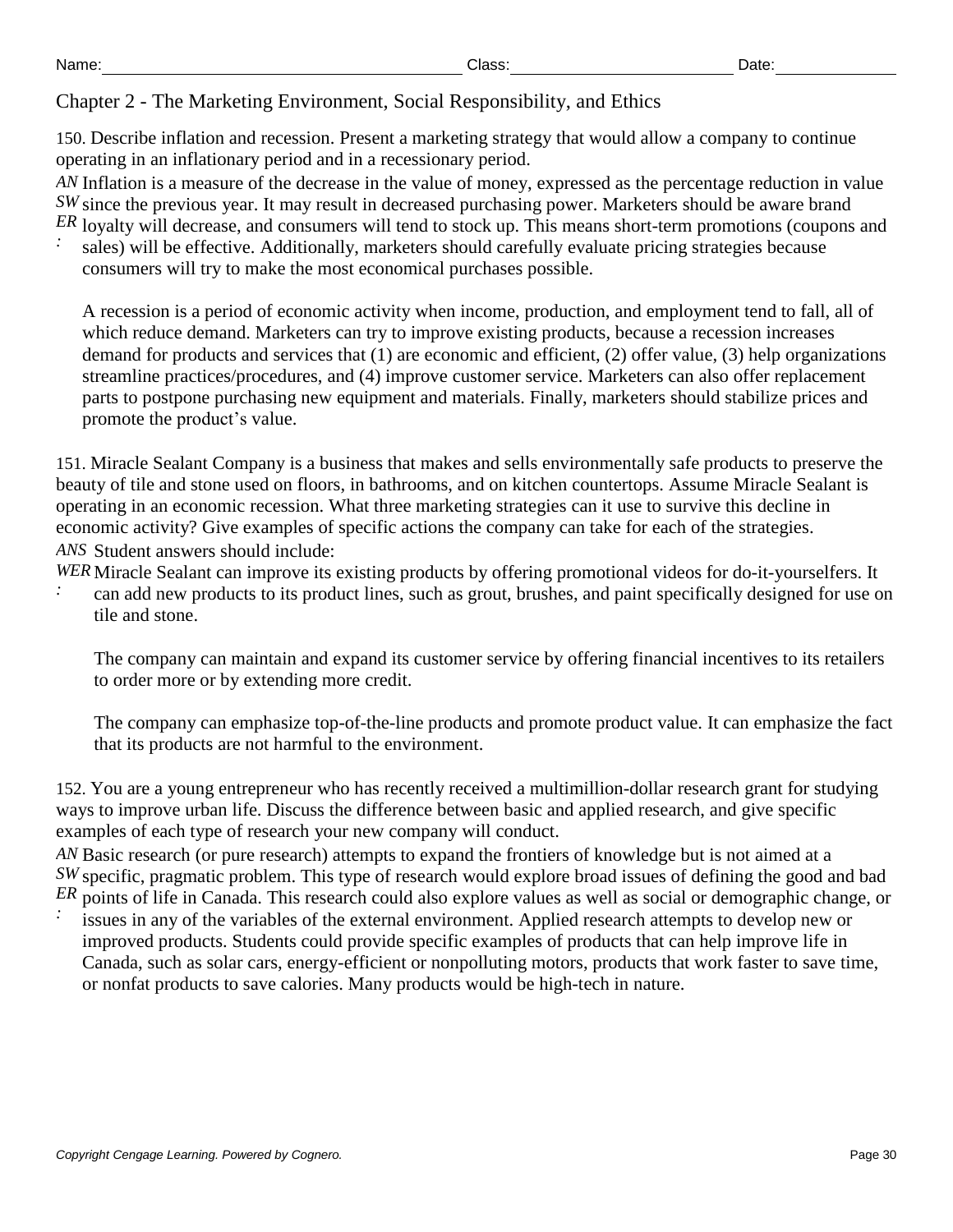Name: Class: Date:

Chapter 2 - The Marketing Environment, Social Responsibility, and Ethics

150. Describe inflation and recession. Present a marketing strategy that would allow a company to continue operating in an inflationary period and in a recessionary period.

ANSWER: Inflation is a measure of the decrease in the value of money, expressed as the percentage reduction in value since the previous year. It may result in decreased purchasing power. Marketers should be aware brand loyalty will decrease, and consumers will tend to stock up. This means short-term promotions (coupons and sales) will be effective. Additionally, marketers should carefully evaluate pricing strategies because consumers will try to make the most economical purchases possible.

A recession is a period of economic activity when income, production, and employment tend to fall, all of which reduce demand. Marketers can try to improve existing products, because a recession increases demand for products and services that (1) are economic and efficient, (2) offer value, (3) help organizations streamline practices/procedures, and (4) improve customer service. Marketers can also offer replacement parts to postpone purchasing new equipment and materials. Finally, marketers should stabilize prices and promote the product's value.

151. Miracle Sealant Company is a business that makes and sells environmentally safe products to preserve the beauty of tile and stone used on floors, in bathrooms, and on kitchen countertops. Assume Miracle Sealant is operating in an economic recession. What three marketing strategies can it use to survive this decline in economic activity? Give examples of specific actions the company can take for each of the strategies.

ANSWER: Student answers should include:

Miracle Sealant can improve its existing products by offering promotional videos for do-it-yourselfers. It can add new products to its product lines, such as grout, brushes, and paint specifically designed for use on tile and stone.

The company can maintain and expand its customer service by offering financial incentives to its retailers to order more or by extending more credit.

The company can emphasize top-of-the-line products and promote product value. It can emphasize the fact that its products are not harmful to the environment.

152. You are a young entrepreneur who has recently received a multimillion-dollar research grant for studying ways to improve urban life. Discuss the difference between basic and applied research, and give specific examples of each type of research your new company will conduct.

ANSWER: Basic research (or pure research) attempts to expand the frontiers of knowledge but is not aimed at a specific, pragmatic problem. This type of research would explore broad issues of defining the good and bad points of life in Canada. This research could also explore values as well as social or demographic change, or issues in any of the variables of the external environment. Applied research attempts to develop new or improved products. Students could provide specific examples of products that can help improve life in Canada, such as solar cars, energy-efficient or nonpolluting motors, products that work faster to save time, or nonfat products to save calories. Many products would be high-tech in nature.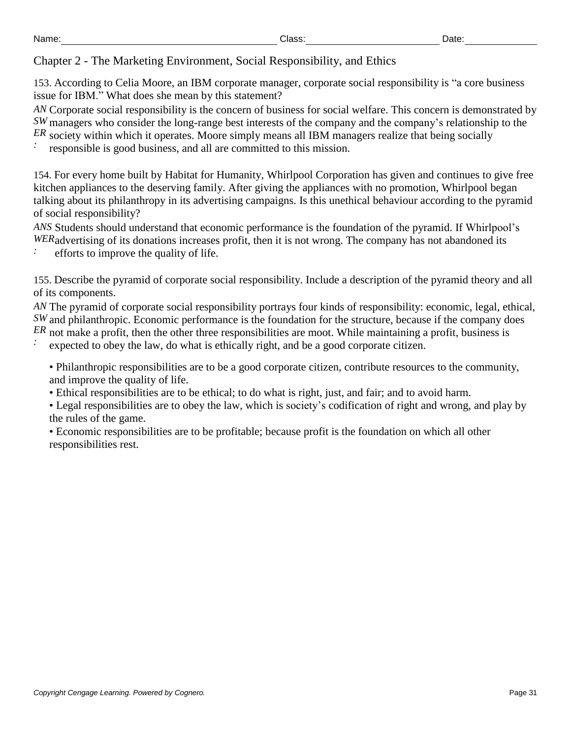Chapter 2 - The Marketing Environment, Social Responsibility, and Ethics

153. According to Celia Moore, an IBM corporate manager, corporate social responsibility is "a core business issue for IBM." What does she mean by this statement?

ANSWER: Corporate social responsibility is the concern of business for social welfare. This concern is demonstrated by managers who consider the long-range best interests of the company and the company's relationship to the society within which it operates. Moore simply means all IBM managers realize that being socially responsible is good business, and all are committed to this mission.

154. For every home built by Habitat for Humanity, Whirlpool Corporation has given and continues to give free kitchen appliances to the deserving family. After giving the appliances with no promotion, Whirlpool began talking about its philanthropy in its advertising campaigns. Is this unethical behaviour according to the pyramid of social responsibility?

ANSWER: Students should understand that economic performance is the foundation of the pyramid. If Whirlpool's advertising of its donations increases profit, then it is not wrong. The company has not abandoned its efforts to improve the quality of life.

155. Describe the pyramid of corporate social responsibility. Include a description of the pyramid theory and all of its components.

ANSWER: The pyramid of corporate social responsibility portrays four kinds of responsibility: economic, legal, ethical, and philanthropic. Economic performance is the foundation for the structure, because if the company does not make a profit, then the other three responsibilities are moot. While maintaining a profit, business is expected to obey the law, do what is ethically right, and be a good corporate citizen.

- Philanthropic responsibilities are to be a good corporate citizen, contribute resources to the community, and improve the quality of life.
- Ethical responsibilities are to be ethical; to do what is right, just, and fair; and to avoid harm.
- Legal responsibilities are to obey the law, which is society's codification of right and wrong, and play by the rules of the game.
- Economic responsibilities are to be profitable; because profit is the foundation on which all other responsibilities rest.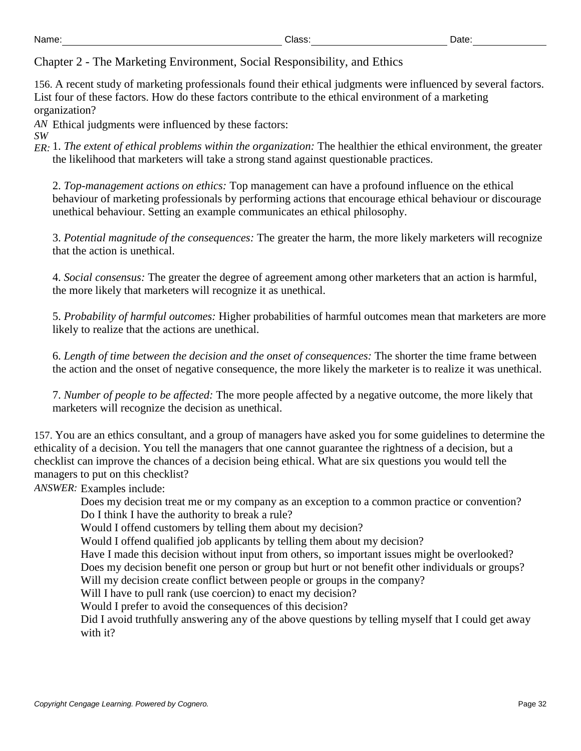Name: Class: Date:

Chapter 2 - The Marketing Environment, Social Responsibility, and Ethics

156. A recent study of marketing professionals found their ethical judgments were influenced by several factors. List four of these factors. How do these factors contribute to the ethical environment of a marketing organization?

*ANSWER:* Ethical judgments were influenced by these factors:

1. *The extent of ethical problems within the organization:* The healthier the ethical environment, the greater the likelihood that marketers will take a strong stand against questionable practices.

2. *Top-management actions on ethics:* Top management can have a profound influence on the ethical behaviour of marketing professionals by performing actions that encourage ethical behaviour or discourage unethical behaviour. Setting an example communicates an ethical philosophy.

3. *Potential magnitude of the consequences:* The greater the harm, the more likely marketers will recognize that the action is unethical.

4. *Social consensus:* The greater the degree of agreement among other marketers that an action is harmful, the more likely that marketers will recognize it as unethical.

5. *Probability of harmful outcomes:* Higher probabilities of harmful outcomes mean that marketers are more likely to realize that the actions are unethical.

6. *Length of time between the decision and the onset of consequences:* The shorter the time frame between the action and the onset of negative consequence, the more likely the marketer is to realize it was unethical.

7. *Number of people to be affected:* The more people affected by a negative outcome, the more likely that marketers will recognize the decision as unethical.

157. You are an ethics consultant, and a group of managers have asked you for some guidelines to determine the ethicality of a decision. You tell the managers that one cannot guarantee the rightness of a decision, but a checklist can improve the chances of a decision being ethical. What are six questions you would tell the managers to put on this checklist?

*ANSWER:* Examples include:

Does my decision treat me or my company as an exception to a common practice or convention?
Do I think I have the authority to break a rule?
Would I offend customers by telling them about my decision?
Would I offend qualified job applicants by telling them about my decision?
Have I made this decision without input from others, so important issues might be overlooked?
Does my decision benefit one person or group but hurt or not benefit other individuals or groups?
Will my decision create conflict between people or groups in the company?
Will I have to pull rank (use coercion) to enact my decision?
Would I prefer to avoid the consequences of this decision?
Did I avoid truthfully answering any of the above questions by telling myself that I could get away with it?